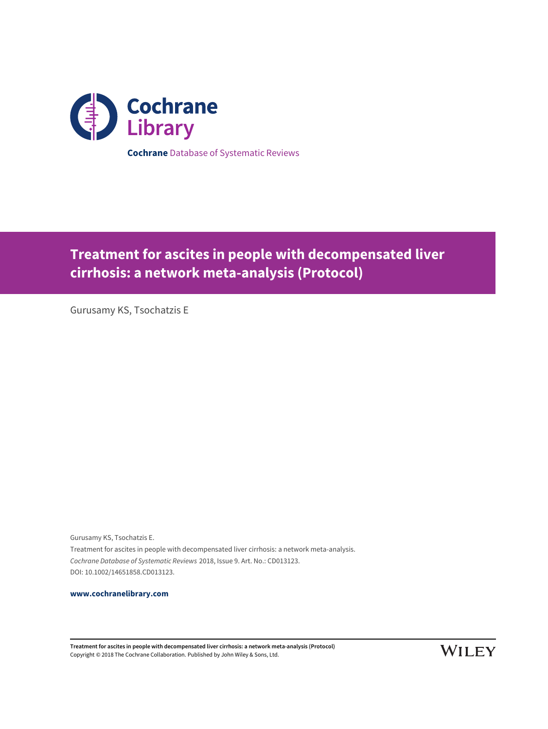Cochrane Library

**Cochrane** Database of Systematic Reviews

# Treatment for ascites in people with decompensated liver cirrhosis: a network meta-analysis (Protocol)

Gurusamy KS, Tsochatzis E

Gurusamy KS, Tsochatzis E.
Treatment for ascites in people with decompensated liver cirrhosis: a network meta-analysis.
*Cochrane Database of Systematic Reviews* 2018, Issue 9. Art. No.: CD013123.
DOI: 10.1002/14651858.CD013123.

**www.cochranelibrary.com**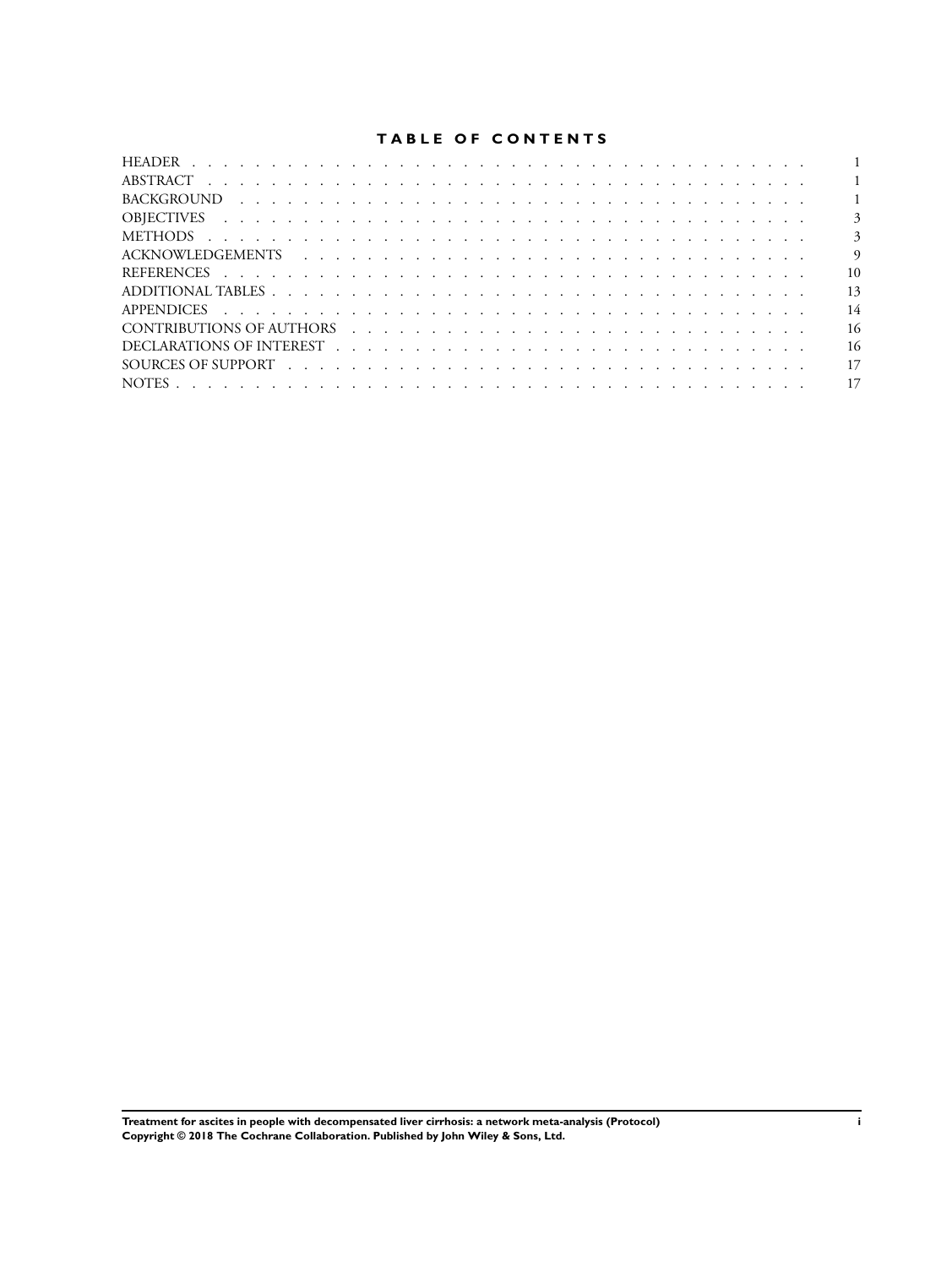# TABLE OF CONTENTS

| | |
|---|---|
| HEADER | 1 |
| ABSTRACT | 1 |
| BACKGROUND | 1 |
| OBJECTIVES | 3 |
| METHODS | 3 |
| ACKNOWLEDGEMENTS | 9 |
| REFERENCES | 10 |
| ADDITIONAL TABLES | 13 |
| APPENDICES | 14 |
| CONTRIBUTIONS OF AUTHORS | 16 |
| DECLARATIONS OF INTEREST | 16 |
| SOURCES OF SUPPORT | 17 |
| NOTES | 17 |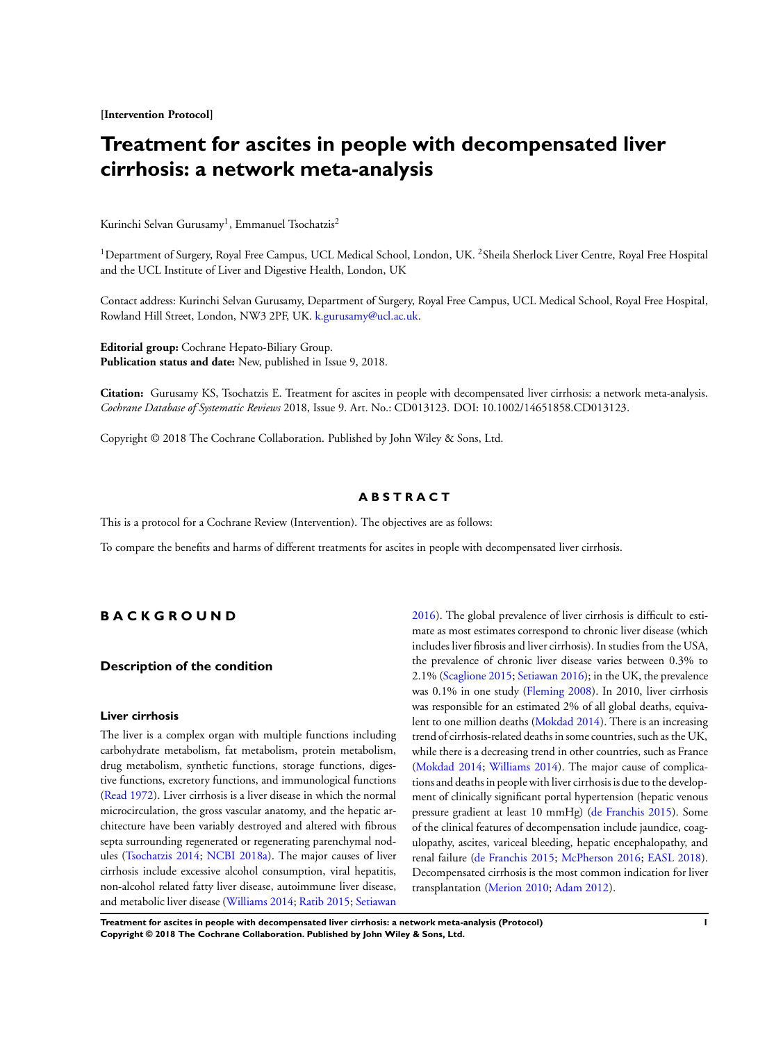[Intervention Protocol]

# Treatment for ascites in people with decompensated liver cirrhosis: a network meta-analysis

Kurinchi Selvan Gurusamy[1], Emmanuel Tsochatzis[2]

[1]Department of Surgery, Royal Free Campus, UCL Medical School, London, UK. [2]Sheila Sherlock Liver Centre, Royal Free Hospital and the UCL Institute of Liver and Digestive Health, London, UK

Contact address: Kurinchi Selvan Gurusamy, Department of Surgery, Royal Free Campus, UCL Medical School, Royal Free Hospital, Rowland Hill Street, London, NW3 2PF, UK. k.gurusamy@ucl.ac.uk.

**Editorial group:** Cochrane Hepato-Biliary Group.
**Publication status and date:** New, published in Issue 9, 2018.

**Citation:** Gurusamy KS, Tsochatzis E. Treatment for ascites in people with decompensated liver cirrhosis: a network meta-analysis. *Cochrane Database of Systematic Reviews* 2018, Issue 9. Art. No.: CD013123. DOI: 10.1002/14651858.CD013123.

Copyright © 2018 The Cochrane Collaboration. Published by John Wiley & Sons, Ltd.

## ABSTRACT

This is a protocol for a Cochrane Review (Intervention). The objectives are as follows:

To compare the benefits and harms of different treatments for ascites in people with decompensated liver cirrhosis.

## BACKGROUND

### Description of the condition

#### Liver cirrhosis

The liver is a complex organ with multiple functions including carbohydrate metabolism, fat metabolism, protein metabolism, drug metabolism, synthetic functions, storage functions, digestive functions, excretory functions, and immunological functions (Read 1972). Liver cirrhosis is a liver disease in which the normal microcirculation, the gross vascular anatomy, and the hepatic architecture have been variably destroyed and altered with fibrous septa surrounding regenerated or regenerating parenchymal nodules (Tsochatzis 2014; NCBI 2018a). The major causes of liver cirrhosis include excessive alcohol consumption, viral hepatitis, non-alcohol related fatty liver disease, autoimmune liver disease, and metabolic liver disease (Williams 2014; Ratib 2015; Setiawan 2016). The global prevalence of liver cirrhosis is difficult to estimate as most estimates correspond to chronic liver disease (which includes liver fibrosis and liver cirrhosis). In studies from the USA, the prevalence of chronic liver disease varies between 0.3% to 2.1% (Scaglione 2015; Setiawan 2016); in the UK, the prevalence was 0.1% in one study (Fleming 2008). In 2010, liver cirrhosis was responsible for an estimated 2% of all global deaths, equivalent to one million deaths (Mokdad 2014). There is an increasing trend of cirrhosis-related deaths in some countries, such as the UK, while there is a decreasing trend in other countries, such as France (Mokdad 2014; Williams 2014). The major cause of complications and deaths in people with liver cirrhosis is due to the development of clinically significant portal hypertension (hepatic venous pressure gradient at least 10 mmHg) (de Franchis 2015). Some of the clinical features of decompensation include jaundice, coagulopathy, ascites, variceal bleeding, hepatic encephalopathy, and renal failure (de Franchis 2015; McPherson 2016; EASL 2018). Decompensated cirrhosis is the most common indication for liver transplantation (Merion 2010; Adam 2012).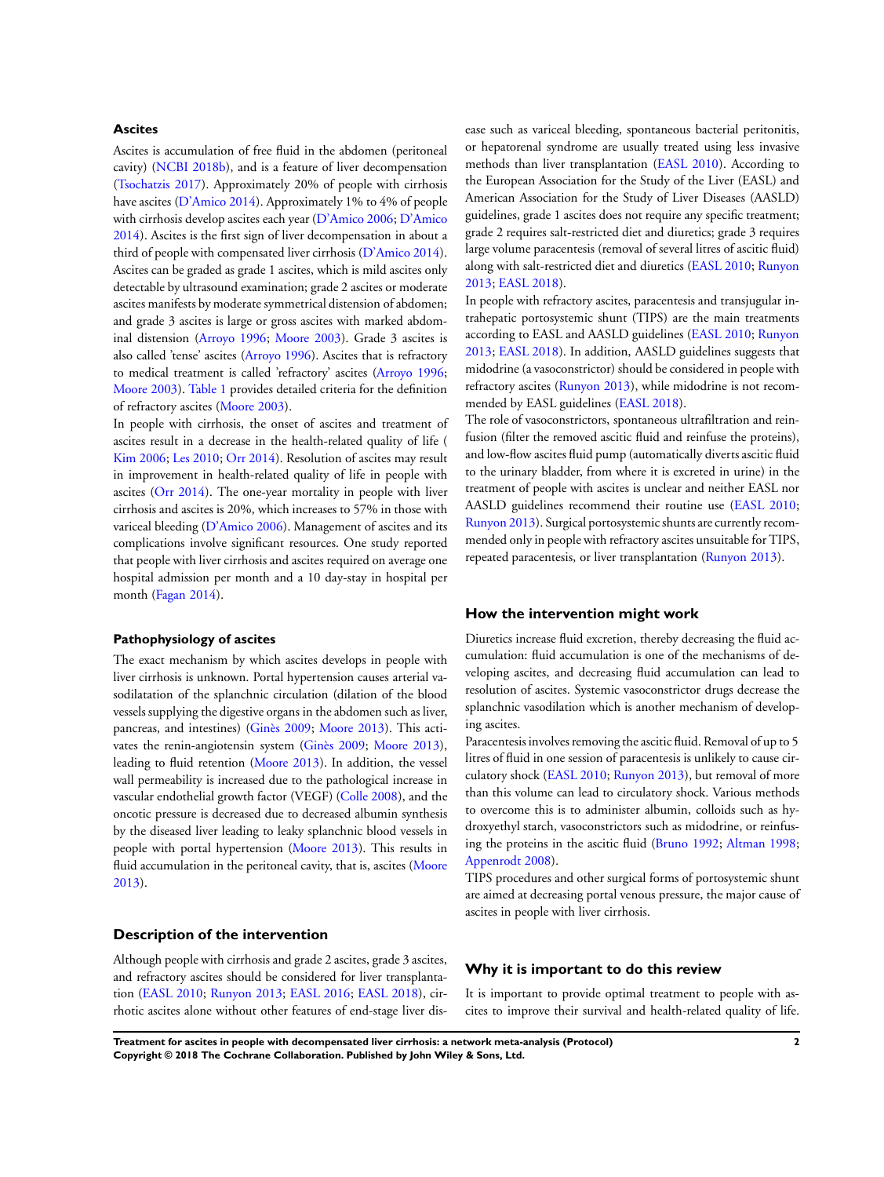### Ascites

Ascites is accumulation of free fluid in the abdomen (peritoneal cavity) (NCBI 2018b), and is a feature of liver decompensation (Tsochatzis 2017). Approximately 20% of people with cirrhosis have ascites (D'Amico 2014). Approximately 1% to 4% of people with cirrhosis develop ascites each year (D'Amico 2006; D'Amico 2014). Ascites is the first sign of liver decompensation in about a third of people with compensated liver cirrhosis (D'Amico 2014). Ascites can be graded as grade 1 ascites, which is mild ascites only detectable by ultrasound examination; grade 2 ascites or moderate ascites manifests by moderate symmetrical distension of abdomen; and grade 3 ascites is large or gross ascites with marked abdominal distension (Arroyo 1996; Moore 2003). Grade 3 ascites is also called 'tense' ascites (Arroyo 1996). Ascites that is refractory to medical treatment is called 'refractory' ascites (Arroyo 1996; Moore 2003). Table 1 provides detailed criteria for the definition of refractory ascites (Moore 2003).

In people with cirrhosis, the onset of ascites and treatment of ascites result in a decrease in the health-related quality of life ( Kim 2006; Les 2010; Orr 2014). Resolution of ascites may result in improvement in health-related quality of life in people with ascites (Orr 2014). The one-year mortality in people with liver cirrhosis and ascites is 20%, which increases to 57% in those with variceal bleeding (D'Amico 2006). Management of ascites and its complications involve significant resources. One study reported that people with liver cirrhosis and ascites required on average one hospital admission per month and a 10 day-stay in hospital per month (Fagan 2014).

### Pathophysiology of ascites

The exact mechanism by which ascites develops in people with liver cirrhosis is unknown. Portal hypertension causes arterial vasodilatation of the splanchnic circulation (dilation of the blood vessels supplying the digestive organs in the abdomen such as liver, pancreas, and intestines) (Ginès 2009; Moore 2013). This activates the renin-angiotensin system (Ginès 2009; Moore 2013), leading to fluid retention (Moore 2013). In addition, the vessel wall permeability is increased due to the pathological increase in vascular endothelial growth factor (VEGF) (Colle 2008), and the oncotic pressure is decreased due to decreased albumin synthesis by the diseased liver leading to leaky splanchnic blood vessels in people with portal hypertension (Moore 2013). This results in fluid accumulation in the peritoneal cavity, that is, ascites (Moore 2013).

## Description of the intervention

Although people with cirrhosis and grade 2 ascites, grade 3 ascites, and refractory ascites should be considered for liver transplantation (EASL 2010; Runyon 2013; EASL 2016; EASL 2018), cirrhotic ascites alone without other features of end-stage liver disease such as variceal bleeding, spontaneous bacterial peritonitis, or hepatorenal syndrome are usually treated using less invasive methods than liver transplantation (EASL 2010). According to the European Association for the Study of the Liver (EASL) and American Association for the Study of Liver Diseases (AASLD) guidelines, grade 1 ascites does not require any specific treatment; grade 2 requires salt-restricted diet and diuretics; grade 3 requires large volume paracentesis (removal of several litres of ascitic fluid) along with salt-restricted diet and diuretics (EASL 2010; Runyon 2013; EASL 2018).

In people with refractory ascites, paracentesis and transjugular intrahepatic portosystemic shunt (TIPS) are the main treatments according to EASL and AASLD guidelines (EASL 2010; Runyon 2013; EASL 2018). In addition, AASLD guidelines suggests that midodrine (a vasoconstrictor) should be considered in people with refractory ascites (Runyon 2013), while midodrine is not recommended by EASL guidelines (EASL 2018).

The role of vasoconstrictors, spontaneous ultrafiltration and reinfusion (filter the removed ascitic fluid and reinfuse the proteins), and low-flow ascites fluid pump (automatically diverts ascitic fluid to the urinary bladder, from where it is excreted in urine) in the treatment of people with ascites is unclear and neither EASL nor AASLD guidelines recommend their routine use (EASL 2010; Runyon 2013). Surgical portosystemic shunts are currently recommended only in people with refractory ascites unsuitable for TIPS, repeated paracentesis, or liver transplantation (Runyon 2013).

## How the intervention might work

Diuretics increase fluid excretion, thereby decreasing the fluid accumulation: fluid accumulation is one of the mechanisms of developing ascites, and decreasing fluid accumulation can lead to resolution of ascites. Systemic vasoconstrictor drugs decrease the splanchnic vasodilation which is another mechanism of developing ascites.

Paracentesis involves removing the ascitic fluid. Removal of up to 5 litres of fluid in one session of paracentesis is unlikely to cause circulatory shock (EASL 2010; Runyon 2013), but removal of more than this volume can lead to circulatory shock. Various methods to overcome this is to administer albumin, colloids such as hydroxyethyl starch, vasoconstrictors such as midodrine, or reinfusing the proteins in the ascitic fluid (Bruno 1992; Altman 1998; Appenrodt 2008).

TIPS procedures and other surgical forms of portosystemic shunt are aimed at decreasing portal venous pressure, the major cause of ascites in people with liver cirrhosis.

## Why it is important to do this review

It is important to provide optimal treatment to people with ascites to improve their survival and health-related quality of life.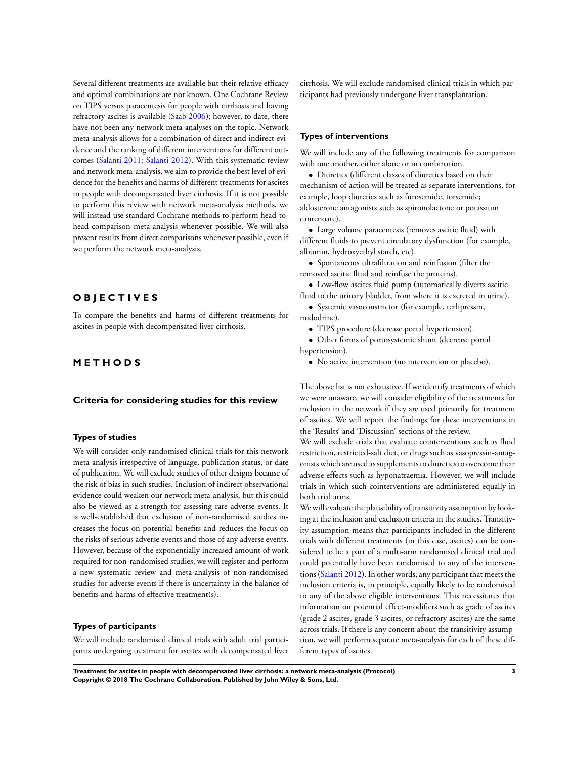Several different treatments are available but their relative efficacy and optimal combinations are not known. One Cochrane Review on TIPS versus paracentesis for people with cirrhosis and having refractory ascites is available (Saab 2006); however, to date, there have not been any network meta-analyses on the topic. Network meta-analysis allows for a combination of direct and indirect evidence and the ranking of different interventions for different outcomes (Salanti 2011; Salanti 2012). With this systematic review and network meta-analysis, we aim to provide the best level of evidence for the benefits and harms of different treatments for ascites in people with decompensated liver cirrhosis. If it is not possible to perform this review with network meta-analysis methods, we will instead use standard Cochrane methods to perform head-to-head comparison meta-analysis whenever possible. We will also present results from direct comparisons whenever possible, even if we perform the network meta-analysis.

# OBJECTIVES

To compare the benefits and harms of different treatments for ascites in people with decompensated liver cirrhosis.

# METHODS

## Criteria for considering studies for this review

### Types of studies

We will consider only randomised clinical trials for this network meta-analysis irrespective of language, publication status, or date of publication. We will exclude studies of other designs because of the risk of bias in such studies. Inclusion of indirect observational evidence could weaken our network meta-analysis, but this could also be viewed as a strength for assessing rare adverse events. It is well-established that exclusion of non-randomised studies increases the focus on potential benefits and reduces the focus on the risks of serious adverse events and those of any adverse events. However, because of the exponentially increased amount of work required for non-randomised studies, we will register and perform a new systematic review and meta-analysis of non-randomised studies for adverse events if there is uncertainty in the balance of benefits and harms of effective treatment(s).

### Types of participants

We will include randomised clinical trials with adult trial participants undergoing treatment for ascites with decompensated liver cirrhosis. We will exclude randomised clinical trials in which participants had previously undergone liver transplantation.

### Types of interventions

We will include any of the following treatments for comparison with one another, either alone or in combination.

- Diuretics (different classes of diuretics based on their mechanism of action will be treated as separate interventions, for example, loop diuretics such as furosemide, torsemide; aldosterone antagonists such as spironolactone or potassium canrenoate).
- Large volume paracentesis (removes ascitic fluid) with different fluids to prevent circulatory dysfunction (for example, albumin, hydroxyethyl starch, etc).
- Spontaneous ultrafiltration and reinfusion (filter the removed ascitic fluid and reinfuse the proteins).
- Low-flow ascites fluid pump (automatically diverts ascitic fluid to the urinary bladder, from where it is excreted in urine).
- Systemic vasoconstrictor (for example, terlipressin, midodrine).
- TIPS procedure (decrease portal hypertension).
- Other forms of portosystemic shunt (decrease portal hypertension).
- No active intervention (no intervention or placebo).

The above list is not exhaustive. If we identify treatments of which we were unaware, we will consider eligibility of the treatments for inclusion in the network if they are used primarily for treatment of ascites. We will report the findings for these interventions in the 'Results' and 'Discussion' sections of the review.

We will exclude trials that evaluate cointerventions such as fluid restriction, restricted-salt diet, or drugs such as vasopressin-antagonists which are used as supplements to diuretics to overcome their adverse effects such as hyponatraemia. However, we will include trials in which such cointerventions are administered equally in both trial arms.

We will evaluate the plausibility of transitivity assumption by looking at the inclusion and exclusion criteria in the studies. Transitivity assumption means that participants included in the different trials with different treatments (in this case, ascites) can be considered to be a part of a multi-arm randomised clinical trial and could potentially have been randomised to any of the interventions (Salanti 2012). In other words, any participant that meets the inclusion criteria is, in principle, equally likely to be randomised to any of the above eligible interventions. This necessitates that information on potential effect-modifiers such as grade of ascites (grade 2 ascites, grade 3 ascites, or refractory ascites) are the same across trials. If there is any concern about the transitivity assumption, we will perform separate meta-analysis for each of these different types of ascites.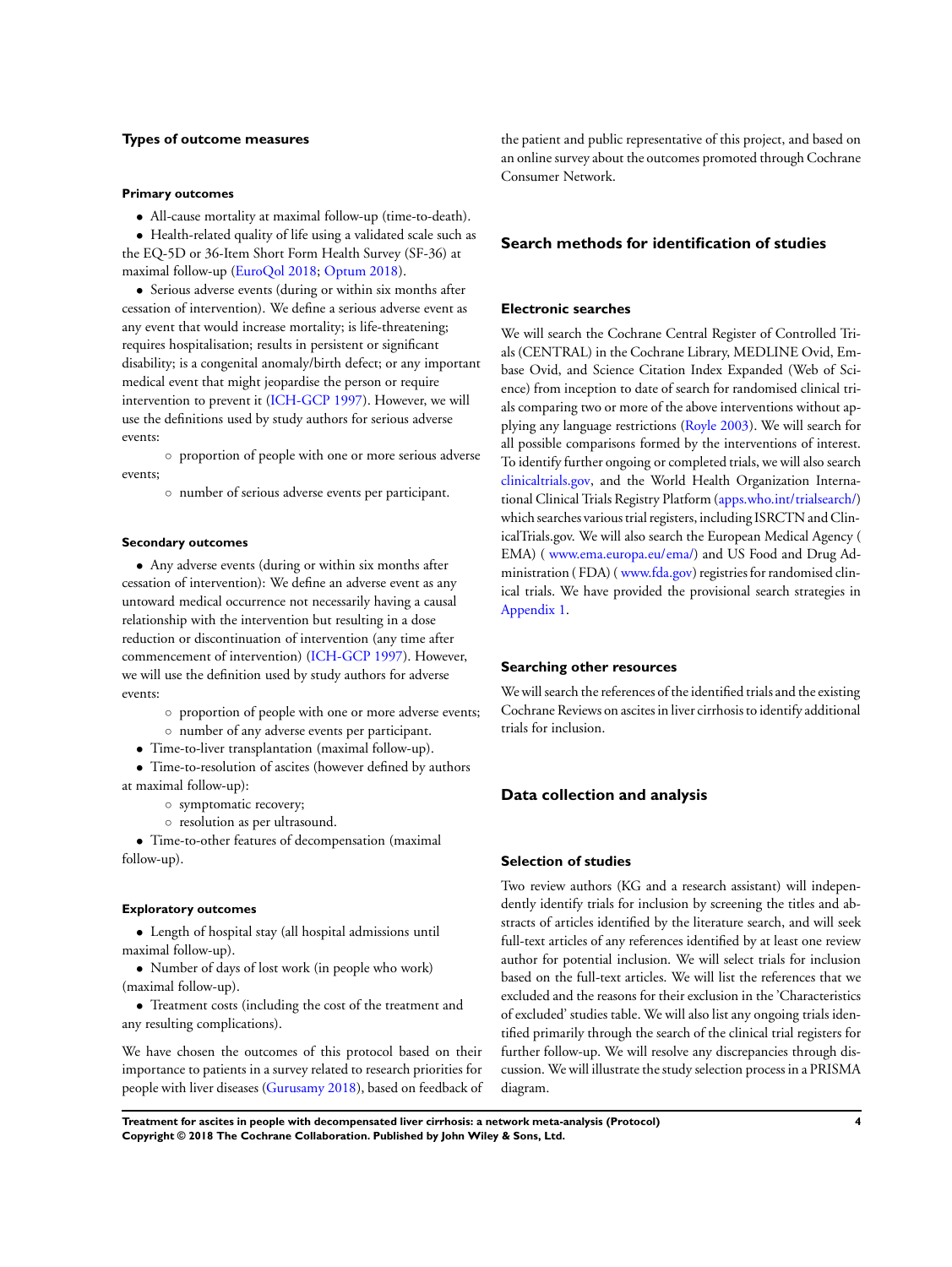### Types of outcome measures

#### Primary outcomes

- All-cause mortality at maximal follow-up (time-to-death).
- Health-related quality of life using a validated scale such as the EQ-5D or 36-Item Short Form Health Survey (SF-36) at maximal follow-up (EuroQol 2018; Optum 2018).
- Serious adverse events (during or within six months after cessation of intervention). We define a serious adverse event as any event that would increase mortality; is life-threatening; requires hospitalisation; results in persistent or significant disability; is a congenital anomaly/birth defect; or any important medical event that might jeopardise the person or require intervention to prevent it (ICH-GCP 1997). However, we will use the definitions used by study authors for serious adverse events:
    - proportion of people with one or more serious adverse events;
    - number of serious adverse events per participant.

#### Secondary outcomes

- Any adverse events (during or within six months after cessation of intervention): We define an adverse event as any untoward medical occurrence not necessarily having a causal relationship with the intervention but resulting in a dose reduction or discontinuation of intervention (any time after commencement of intervention) (ICH-GCP 1997). However, we will use the definition used by study authors for adverse events:
    - proportion of people with one or more adverse events;
    - number of any adverse events per participant.
- Time-to-liver transplantation (maximal follow-up).
- Time-to-resolution of ascites (however defined by authors at maximal follow-up):
    - symptomatic recovery;
    - resolution as per ultrasound.
- Time-to-other features of decompensation (maximal follow-up).

#### Exploratory outcomes

- Length of hospital stay (all hospital admissions until maximal follow-up).
- Number of days of lost work (in people who work) (maximal follow-up).
- Treatment costs (including the cost of the treatment and any resulting complications).

We have chosen the outcomes of this protocol based on their importance to patients in a survey related to research priorities for people with liver diseases (Gurusamy 2018), based on feedback of the patient and public representative of this project, and based on an online survey about the outcomes promoted through Cochrane Consumer Network.

## Search methods for identification of studies

### Electronic searches

We will search the Cochrane Central Register of Controlled Trials (CENTRAL) in the Cochrane Library, MEDLINE Ovid, Embase Ovid, and Science Citation Index Expanded (Web of Science) from inception to date of search for randomised clinical trials comparing two or more of the above interventions without applying any language restrictions (Royle 2003). We will search for all possible comparisons formed by the interventions of interest. To identify further ongoing or completed trials, we will also search clinicaltrials.gov, and the World Health Organization International Clinical Trials Registry Platform (apps.who.int/trialsearch/) which searches various trial registers, including ISRCTN and ClinicalTrials.gov. We will also search the European Medical Agency ( EMA) ( www.ema.europa.eu/ema/) and US Food and Drug Administration ( FDA) ( www.fda.gov) registries for randomised clinical trials. We have provided the provisional search strategies in Appendix 1.

### Searching other resources

We will search the references of the identified trials and the existing Cochrane Reviews on ascites in liver cirrhosis to identify additional trials for inclusion.

## Data collection and analysis

### Selection of studies

Two review authors (KG and a research assistant) will independently identify trials for inclusion by screening the titles and abstracts of articles identified by the literature search, and will seek full-text articles of any references identified by at least one review author for potential inclusion. We will select trials for inclusion based on the full-text articles. We will list the references that we excluded and the reasons for their exclusion in the 'Characteristics of excluded' studies table. We will also list any ongoing trials identified primarily through the search of the clinical trial registers for further follow-up. We will resolve any discrepancies through discussion. We will illustrate the study selection process in a PRISMA diagram.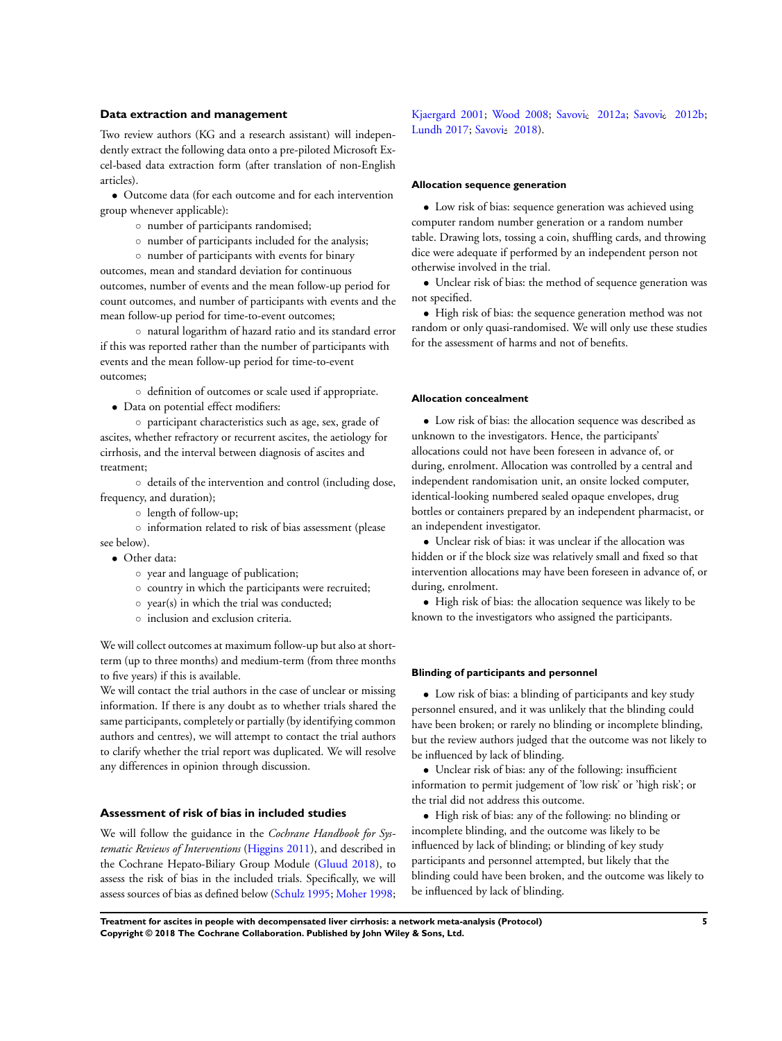### Data extraction and management

Two review authors (KG and a research assistant) will independently extract the following data onto a pre-piloted Microsoft Excel-based data extraction form (after translation of non-English articles).

- Outcome data (for each outcome and for each intervention group whenever applicable):
  - number of participants randomised;
  - number of participants included for the analysis;
  - number of participants with events for binary outcomes, mean and standard deviation for continuous outcomes, number of events and the mean follow-up period for count outcomes, and number of participants with events and the mean follow-up period for time-to-event outcomes;
  - natural logarithm of hazard ratio and its standard error if this was reported rather than the number of participants with events and the mean follow-up period for time-to-event outcomes;
  - definition of outcomes or scale used if appropriate.
- Data on potential effect modifiers:
  - participant characteristics such as age, sex, grade of ascites, whether refractory or recurrent ascites, the aetiology for cirrhosis, and the interval between diagnosis of ascites and treatment;
  - details of the intervention and control (including dose, frequency, and duration);
  - length of follow-up;
  - information related to risk of bias assessment (please see below).
- Other data:
  - year and language of publication;
  - country in which the participants were recruited;
  - year(s) in which the trial was conducted;
  - inclusion and exclusion criteria.

We will collect outcomes at maximum follow-up but also at short-term (up to three months) and medium-term (from three months to five years) if this is available.

We will contact the trial authors in the case of unclear or missing information. If there is any doubt as to whether trials shared the same participants, completely or partially (by identifying common authors and centres), we will attempt to contact the trial authors to clarify whether the trial report was duplicated. We will resolve any differences in opinion through discussion.

### Assessment of risk of bias in included studies

We will follow the guidance in the *Cochrane Handbook for Systematic Reviews of Interventions* (Higgins 2011), and described in the Cochrane Hepato-Biliary Group Module (Gluud 2018), to assess the risk of bias in the included trials. Specifically, we will assess sources of bias as defined below (Schulz 1995; Moher 1998; Kjaergard 2001; Wood 2008; Savović 2012a; Savović 2012b; Lundh 2017; Savović 2018).

#### Allocation sequence generation

- Low risk of bias: sequence generation was achieved using computer random number generation or a random number table. Drawing lots, tossing a coin, shuffling cards, and throwing dice were adequate if performed by an independent person not otherwise involved in the trial.
- Unclear risk of bias: the method of sequence generation was not specified.
- High risk of bias: the sequence generation method was not random or only quasi-randomised. We will only use these studies for the assessment of harms and not of benefits.

#### Allocation concealment

- Low risk of bias: the allocation sequence was described as unknown to the investigators. Hence, the participants' allocations could not have been foreseen in advance of, or during, enrolment. Allocation was controlled by a central and independent randomisation unit, an onsite locked computer, identical-looking numbered sealed opaque envelopes, drug bottles or containers prepared by an independent pharmacist, or an independent investigator.
- Unclear risk of bias: it was unclear if the allocation was hidden or if the block size was relatively small and fixed so that intervention allocations may have been foreseen in advance of, or during, enrolment.
- High risk of bias: the allocation sequence was likely to be known to the investigators who assigned the participants.

#### Blinding of participants and personnel

- Low risk of bias: a blinding of participants and key study personnel ensured, and it was unlikely that the blinding could have been broken; or rarely no blinding or incomplete blinding, but the review authors judged that the outcome was not likely to be influenced by lack of blinding.
- Unclear risk of bias: any of the following: insufficient information to permit judgement of 'low risk' or 'high risk'; or the trial did not address this outcome.
- High risk of bias: any of the following: no blinding or incomplete blinding, and the outcome was likely to be influenced by lack of blinding; or blinding of key study participants and personnel attempted, but likely that the blinding could have been broken, and the outcome was likely to be influenced by lack of blinding.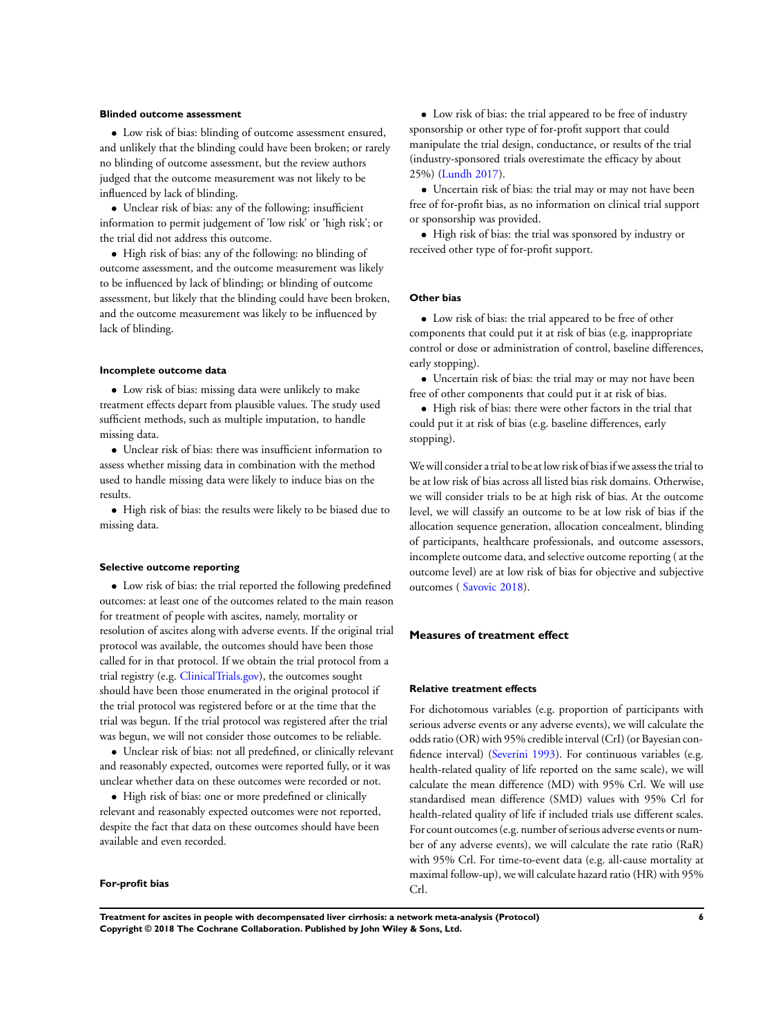#### Blinded outcome assessment

- Low risk of bias: blinding of outcome assessment ensured, and unlikely that the blinding could have been broken; or rarely no blinding of outcome assessment, but the review authors judged that the outcome measurement was not likely to be influenced by lack of blinding.
- Unclear risk of bias: any of the following: insufficient information to permit judgement of 'low risk' or 'high risk'; or the trial did not address this outcome.
- High risk of bias: any of the following: no blinding of outcome assessment, and the outcome measurement was likely to be influenced by lack of blinding; or blinding of outcome assessment, but likely that the blinding could have been broken, and the outcome measurement was likely to be influenced by lack of blinding.

#### Incomplete outcome data

- Low risk of bias: missing data were unlikely to make treatment effects depart from plausible values. The study used sufficient methods, such as multiple imputation, to handle missing data.
- Unclear risk of bias: there was insufficient information to assess whether missing data in combination with the method used to handle missing data were likely to induce bias on the results.
- High risk of bias: the results were likely to be biased due to missing data.

#### Selective outcome reporting

- Low risk of bias: the trial reported the following predefined outcomes: at least one of the outcomes related to the main reason for treatment of people with ascites, namely, mortality or resolution of ascites along with adverse events. If the original trial protocol was available, the outcomes should have been those called for in that protocol. If we obtain the trial protocol from a trial registry (e.g. ClinicalTrials.gov), the outcomes sought should have been those enumerated in the original protocol if the trial protocol was registered before or at the time that the trial was begun. If the trial protocol was registered after the trial was begun, we will not consider those outcomes to be reliable.
- Unclear risk of bias: not all predefined, or clinically relevant and reasonably expected, outcomes were reported fully, or it was unclear whether data on these outcomes were recorded or not.
- High risk of bias: one or more predefined or clinically relevant and reasonably expected outcomes were not reported, despite the fact that data on these outcomes should have been available and even recorded.

#### For-profit bias

- Low risk of bias: the trial appeared to be free of industry sponsorship or other type of for-profit support that could manipulate the trial design, conductance, or results of the trial (industry-sponsored trials overestimate the efficacy by about 25%) (Lundh 2017).
- Uncertain risk of bias: the trial may or may not have been free of for-profit bias, as no information on clinical trial support or sponsorship was provided.
- High risk of bias: the trial was sponsored by industry or received other type of for-profit support.

#### Other bias

- Low risk of bias: the trial appeared to be free of other components that could put it at risk of bias (e.g. inappropriate control or dose or administration of control, baseline differences, early stopping).
- Uncertain risk of bias: the trial may or may not have been free of other components that could put it at risk of bias.
- High risk of bias: there were other factors in the trial that could put it at risk of bias (e.g. baseline differences, early stopping).

We will consider a trial to be at low risk of bias if we assess the trial to be at low risk of bias across all listed bias risk domains. Otherwise, we will consider trials to be at high risk of bias. At the outcome level, we will classify an outcome to be at low risk of bias if the allocation sequence generation, allocation concealment, blinding of participants, healthcare professionals, and outcome assessors, incomplete outcome data, and selective outcome reporting ( at the outcome level) are at low risk of bias for objective and subjective outcomes ( Savovic 2018).

### Measures of treatment effect

#### Relative treatment effects

For dichotomous variables (e.g. proportion of participants with serious adverse events or any adverse events), we will calculate the odds ratio (OR) with 95% credible interval (CrI) (or Bayesian confidence interval) (Severini 1993). For continuous variables (e.g. health-related quality of life reported on the same scale), we will calculate the mean difference (MD) with 95% CrI. We will use standardised mean difference (SMD) values with 95% CrI for health-related quality of life if included trials use different scales. For count outcomes (e.g. number of serious adverse events or number of any adverse events), we will calculate the rate ratio (RaR) with 95% CrI. For time-to-event data (e.g. all-cause mortality at maximal follow-up), we will calculate hazard ratio (HR) with 95% CrI.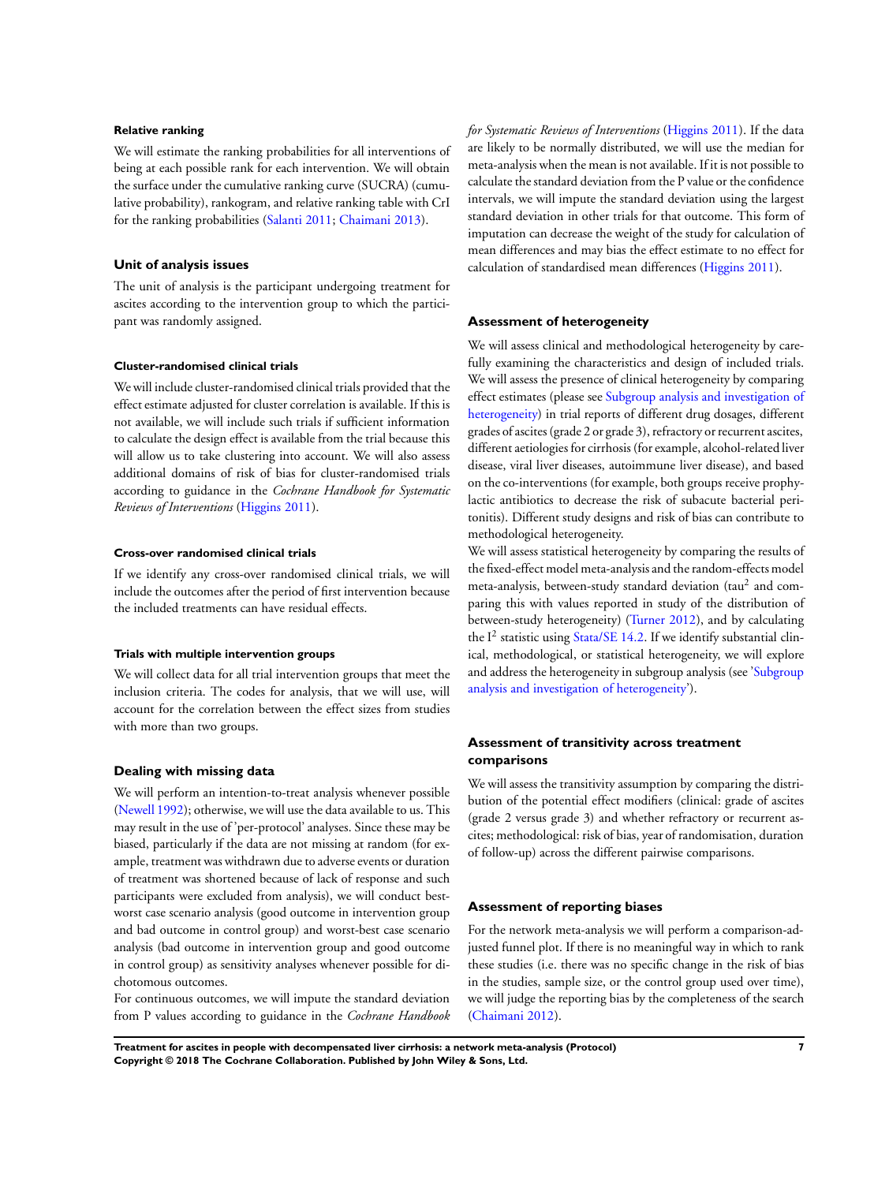#### Relative ranking

We will estimate the ranking probabilities for all interventions of being at each possible rank for each intervention. We will obtain the surface under the cumulative ranking curve (SUCRA) (cumulative probability), rankogram, and relative ranking table with CrI for the ranking probabilities (Salanti 2011; Chaimani 2013).

### Unit of analysis issues

The unit of analysis is the participant undergoing treatment for ascites according to the intervention group to which the participant was randomly assigned.

#### Cluster-randomised clinical trials

We will include cluster-randomised clinical trials provided that the effect estimate adjusted for cluster correlation is available. If this is not available, we will include such trials if sufficient information to calculate the design effect is available from the trial because this will allow us to take clustering into account. We will also assess additional domains of risk of bias for cluster-randomised trials according to guidance in the *Cochrane Handbook for Systematic Reviews of Interventions* (Higgins 2011).

#### Cross-over randomised clinical trials

If we identify any cross-over randomised clinical trials, we will include the outcomes after the period of first intervention because the included treatments can have residual effects.

#### Trials with multiple intervention groups

We will collect data for all trial intervention groups that meet the inclusion criteria. The codes for analysis, that we will use, will account for the correlation between the effect sizes from studies with more than two groups.

### Dealing with missing data

We will perform an intention-to-treat analysis whenever possible (Newell 1992); otherwise, we will use the data available to us. This may result in the use of 'per-protocol' analyses. Since these may be biased, particularly if the data are not missing at random (for example, treatment was withdrawn due to adverse events or duration of treatment was shortened because of lack of response and such participants were excluded from analysis), we will conduct best-worst case scenario analysis (good outcome in intervention group and bad outcome in control group) and worst-best case scenario analysis (bad outcome in intervention group and good outcome in control group) as sensitivity analyses whenever possible for dichotomous outcomes.

For continuous outcomes, we will impute the standard deviation from P values according to guidance in the *Cochrane Handbook for Systematic Reviews of Interventions* (Higgins 2011). If the data are likely to be normally distributed, we will use the median for meta-analysis when the mean is not available. If it is not possible to calculate the standard deviation from the P value or the confidence intervals, we will impute the standard deviation using the largest standard deviation in other trials for that outcome. This form of imputation can decrease the weight of the study for calculation of mean differences and may bias the effect estimate to no effect for calculation of standardised mean differences (Higgins 2011).

### Assessment of heterogeneity

We will assess clinical and methodological heterogeneity by carefully examining the characteristics and design of included trials. We will assess the presence of clinical heterogeneity by comparing effect estimates (please see Subgroup analysis and investigation of heterogeneity) in trial reports of different drug dosages, different grades of ascites (grade 2 or grade 3), refractory or recurrent ascites, different aetiologies for cirrhosis (for example, alcohol-related liver disease, viral liver diseases, autoimmune liver disease), and based on the co-interventions (for example, both groups receive prophylactic antibiotics to decrease the risk of subacute bacterial peritonitis). Different study designs and risk of bias can contribute to methodological heterogeneity.

We will assess statistical heterogeneity by comparing the results of the fixed-effect model meta-analysis and the random-effects model meta-analysis, between-study standard deviation ($tau^2$ and comparing this with values reported in study of the distribution of between-study heterogeneity) (Turner 2012), and by calculating the $I^2$ statistic using Stata/SE 14.2. If we identify substantial clinical, methodological, or statistical heterogeneity, we will explore and address the heterogeneity in subgroup analysis (see 'Subgroup analysis and investigation of heterogeneity').

### Assessment of transitivity across treatment comparisons

We will assess the transitivity assumption by comparing the distribution of the potential effect modifiers (clinical: grade of ascites (grade 2 versus grade 3) and whether refractory or recurrent ascites; methodological: risk of bias, year of randomisation, duration of follow-up) across the different pairwise comparisons.

### Assessment of reporting biases

For the network meta-analysis we will perform a comparison-adjusted funnel plot. If there is no meaningful way in which to rank these studies (i.e. there was no specific change in the risk of bias in the studies, sample size, or the control group used over time), we will judge the reporting bias by the completeness of the search (Chaimani 2012).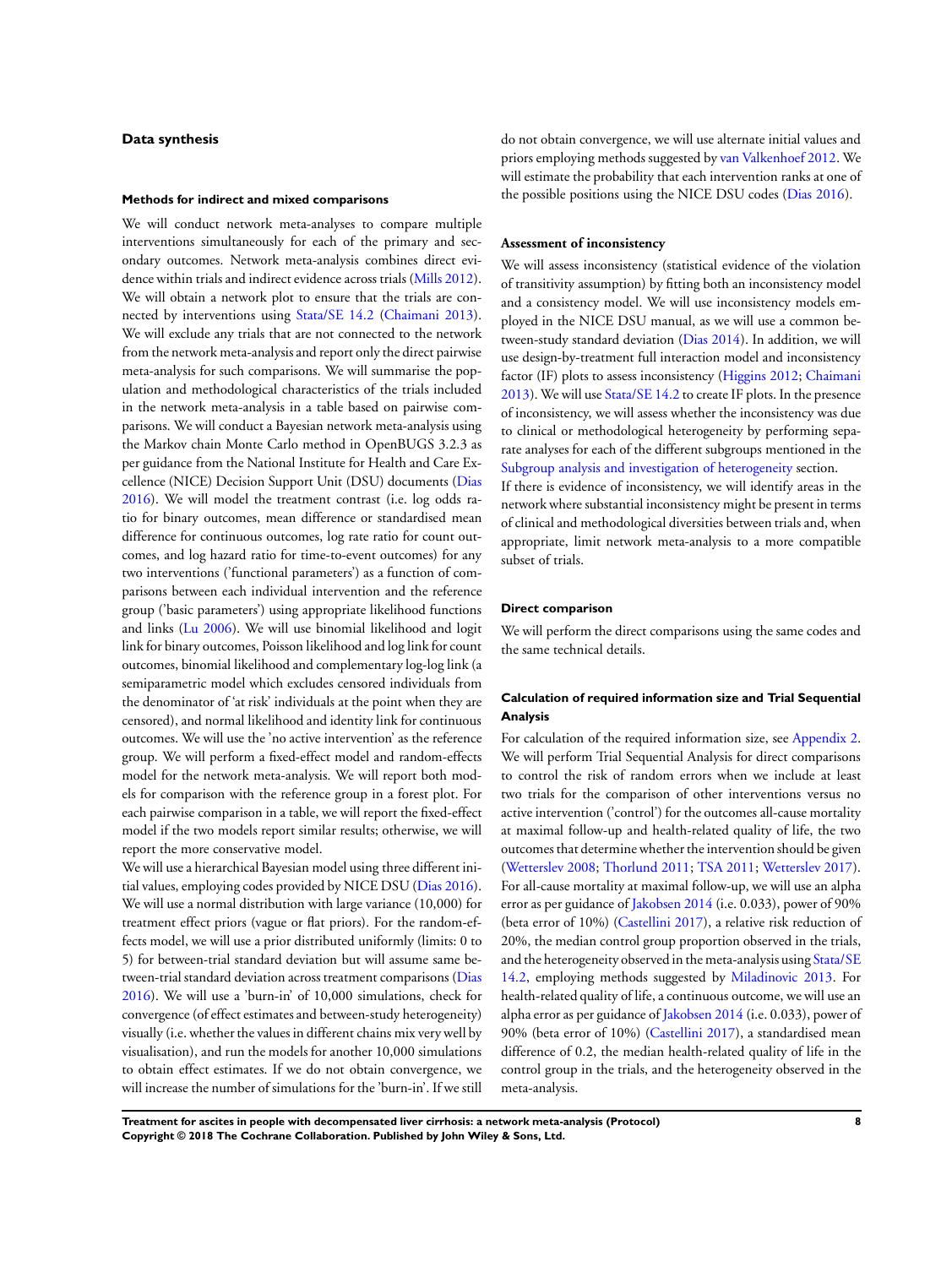### Data synthesis

#### Methods for indirect and mixed comparisons

We will conduct network meta-analyses to compare multiple interventions simultaneously for each of the primary and secondary outcomes. Network meta-analysis combines direct evidence within trials and indirect evidence across trials (Mills 2012). We will obtain a network plot to ensure that the trials are connected by interventions using Stata/SE 14.2 (Chaimani 2013). We will exclude any trials that are not connected to the network from the network meta-analysis and report only the direct pairwise meta-analysis for such comparisons. We will summarise the population and methodological characteristics of the trials included in the network meta-analysis in a table based on pairwise comparisons. We will conduct a Bayesian network meta-analysis using the Markov chain Monte Carlo method in OpenBUGS 3.2.3 as per guidance from the National Institute for Health and Care Excellence (NICE) Decision Support Unit (DSU) documents (Dias 2016). We will model the treatment contrast (i.e. log odds ratio for binary outcomes, mean difference or standardised mean difference for continuous outcomes, log rate ratio for count outcomes, and log hazard ratio for time-to-event outcomes) for any two interventions ('functional parameters') as a function of comparisons between each individual intervention and the reference group ('basic parameters') using appropriate likelihood functions and links (Lu 2006). We will use binomial likelihood and logit link for binary outcomes, Poisson likelihood and log link for count outcomes, binomial likelihood and complementary log-log link (a semiparametric model which excludes censored individuals from the denominator of 'at risk' individuals at the point when they are censored), and normal likelihood and identity link for continuous outcomes. We will use the 'no active intervention' as the reference group. We will perform a fixed-effect model and random-effects model for the network meta-analysis. We will report both models for comparison with the reference group in a forest plot. For each pairwise comparison in a table, we will report the fixed-effect model if the two models report similar results; otherwise, we will report the more conservative model.

We will use a hierarchical Bayesian model using three different initial values, employing codes provided by NICE DSU (Dias 2016). We will use a normal distribution with large variance (10,000) for treatment effect priors (vague or flat priors). For the random-effects model, we will use a prior distributed uniformly (limits: 0 to 5) for between-trial standard deviation but will assume same between-trial standard deviation across treatment comparisons (Dias 2016). We will use a 'burn-in' of 10,000 simulations, check for convergence (of effect estimates and between-study heterogeneity) visually (i.e. whether the values in different chains mix very well by visualisation), and run the models for another 10,000 simulations to obtain effect estimates. If we do not obtain convergence, we will increase the number of simulations for the 'burn-in'. If we still do not obtain convergence, we will use alternate initial values and priors employing methods suggested by van Valkenhoef 2012. We will estimate the probability that each intervention ranks at one of the possible positions using the NICE DSU codes (Dias 2016).

#### Assessment of inconsistency

We will assess inconsistency (statistical evidence of the violation of transitivity assumption) by fitting both an inconsistency model and a consistency model. We will use inconsistency models employed in the NICE DSU manual, as we will use a common between-study standard deviation (Dias 2014). In addition, we will use design-by-treatment full interaction model and inconsistency factor (IF) plots to assess inconsistency (Higgins 2012; Chaimani 2013). We will use Stata/SE 14.2 to create IF plots. In the presence of inconsistency, we will assess whether the inconsistency was due to clinical or methodological heterogeneity by performing separate analyses for each of the different subgroups mentioned in the Subgroup analysis and investigation of heterogeneity section.

If there is evidence of inconsistency, we will identify areas in the network where substantial inconsistency might be present in terms of clinical and methodological diversities between trials and, when appropriate, limit network meta-analysis to a more compatible subset of trials.

#### Direct comparison

We will perform the direct comparisons using the same codes and the same technical details.

#### Calculation of required information size and Trial Sequential Analysis

For calculation of the required information size, see Appendix 2. We will perform Trial Sequential Analysis for direct comparisons to control the risk of random errors when we include at least two trials for the comparison of other interventions versus no active intervention ('control') for the outcomes all-cause mortality at maximal follow-up and health-related quality of life, the two outcomes that determine whether the intervention should be given (Wetterslev 2008; Thorlund 2011; TSA 2011; Wetterslev 2017). For all-cause mortality at maximal follow-up, we will use an alpha error as per guidance of Jakobsen 2014 (i.e. 0.033), power of 90% (beta error of 10%) (Castellini 2017), a relative risk reduction of 20%, the median control group proportion observed in the trials, and the heterogeneity observed in the meta-analysis using Stata/SE 14.2, employing methods suggested by Miladinovic 2013. For health-related quality of life, a continuous outcome, we will use an alpha error as per guidance of Jakobsen 2014 (i.e. 0.033), power of 90% (beta error of 10%) (Castellini 2017), a standardised mean difference of 0.2, the median health-related quality of life in the control group in the trials, and the heterogeneity observed in the meta-analysis.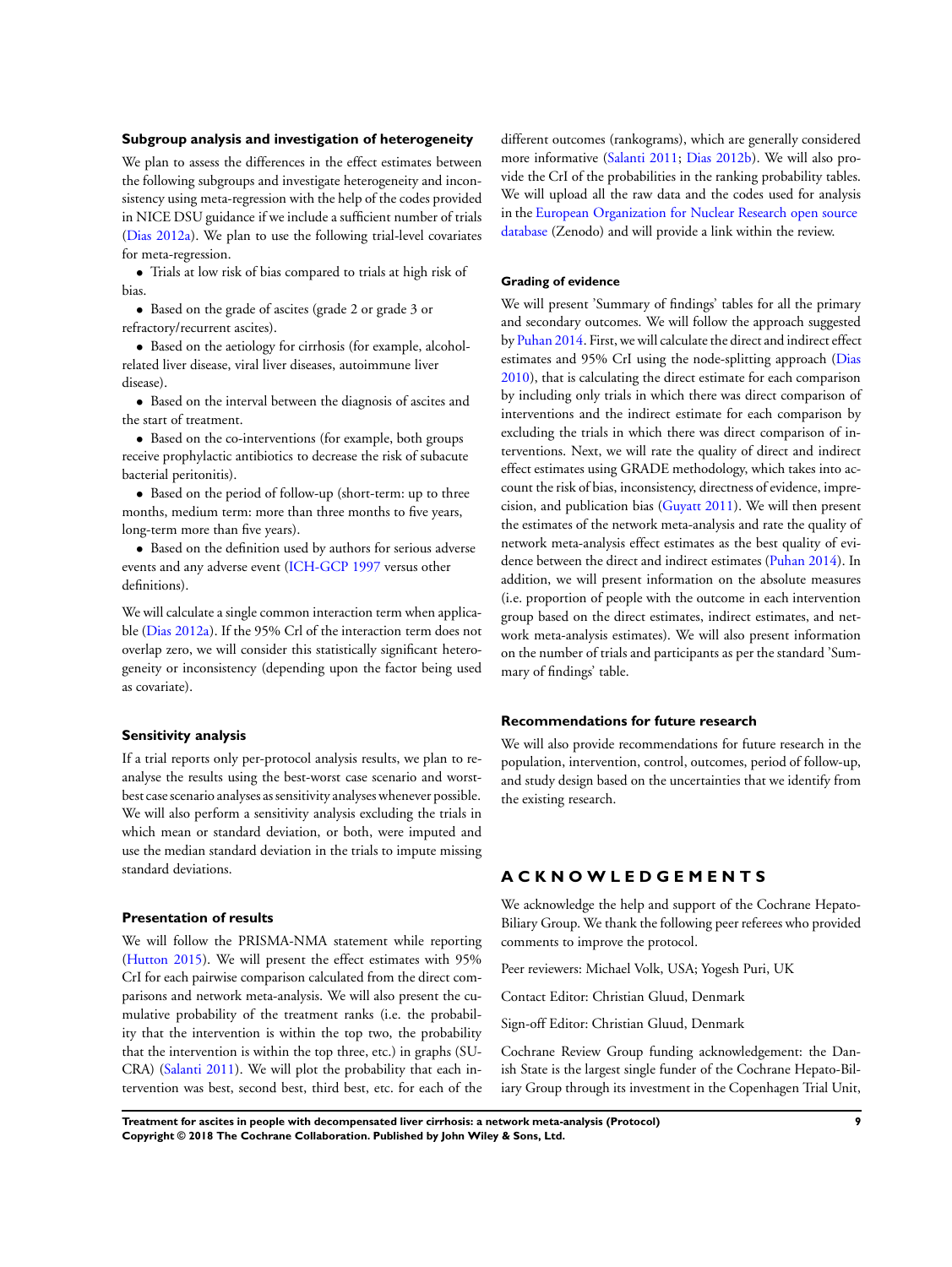### Subgroup analysis and investigation of heterogeneity

We plan to assess the differences in the effect estimates between the following subgroups and investigate heterogeneity and inconsistency using meta-regression with the help of the codes provided in NICE DSU guidance if we include a sufficient number of trials (Dias 2012a). We plan to use the following trial-level covariates for meta-regression.

- Trials at low risk of bias compared to trials at high risk of bias.
- Based on the grade of ascites (grade 2 or grade 3 or refractory/recurrent ascites).
- Based on the aetiology for cirrhosis (for example, alcohol-related liver disease, viral liver diseases, autoimmune liver disease).
- Based on the interval between the diagnosis of ascites and the start of treatment.
- Based on the co-interventions (for example, both groups receive prophylactic antibiotics to decrease the risk of subacute bacterial peritonitis).
- Based on the period of follow-up (short-term: up to three months, medium term: more than three months to five years, long-term more than five years).
- Based on the definition used by authors for serious adverse events and any adverse event (ICH-GCP 1997 versus other definitions).

We will calculate a single common interaction term when applicable (Dias 2012a). If the 95% CrI of the interaction term does not overlap zero, we will consider this statistically significant heterogeneity or inconsistency (depending upon the factor being used as covariate).

### Sensitivity analysis

If a trial reports only per-protocol analysis results, we plan to re-analyse the results using the best-worst case scenario and worst-best case scenario analyses as sensitivity analyses whenever possible. We will also perform a sensitivity analysis excluding the trials in which mean or standard deviation, or both, were imputed and use the median standard deviation in the trials to impute missing standard deviations.

### Presentation of results

We will follow the PRISMA-NMA statement while reporting (Hutton 2015). We will present the effect estimates with 95% CrI for each pairwise comparison calculated from the direct comparisons and network meta-analysis. We will also present the cumulative probability of the treatment ranks (i.e. the probability that the intervention is within the top two, the probability that the intervention is within the top three, etc.) in graphs (SUCRA) (Salanti 2011). We will plot the probability that each intervention was best, second best, third best, etc. for each of the different outcomes (rankograms), which are generally considered more informative (Salanti 2011; Dias 2012b). We will also provide the CrI of the probabilities in the ranking probability tables. We will upload all the raw data and the codes used for analysis in the European Organization for Nuclear Research open source database (Zenodo) and will provide a link within the review.

### Grading of evidence

We will present 'Summary of findings' tables for all the primary and secondary outcomes. We will follow the approach suggested by Puhan 2014. First, we will calculate the direct and indirect effect estimates and 95% CrI using the node-splitting approach (Dias 2010), that is calculating the direct estimate for each comparison by including only trials in which there was direct comparison of interventions and the indirect estimate for each comparison by excluding the trials in which there was direct comparison of interventions. Next, we will rate the quality of direct and indirect effect estimates using GRADE methodology, which takes into account the risk of bias, inconsistency, directness of evidence, imprecision, and publication bias (Guyatt 2011). We will then present the estimates of the network meta-analysis and rate the quality of network meta-analysis effect estimates as the best quality of evidence between the direct and indirect estimates (Puhan 2014). In addition, we will present information on the absolute measures (i.e. proportion of people with the outcome in each intervention group based on the direct estimates, indirect estimates, and network meta-analysis estimates). We will also present information on the number of trials and participants as per the standard 'Summary of findings' table.

### Recommendations for future research

We will also provide recommendations for future research in the population, intervention, control, outcomes, period of follow-up, and study design based on the uncertainties that we identify from the existing research.

## ACKNOWLEDGEMENTS

We acknowledge the help and support of the Cochrane Hepato-Biliary Group. We thank the following peer referees who provided comments to improve the protocol.

Peer reviewers: Michael Volk, USA; Yogesh Puri, UK

Contact Editor: Christian Gluud, Denmark

Sign-off Editor: Christian Gluud, Denmark

Cochrane Review Group funding acknowledgement: the Danish State is the largest single funder of the Cochrane Hepato-Biliary Group through its investment in the Copenhagen Trial Unit,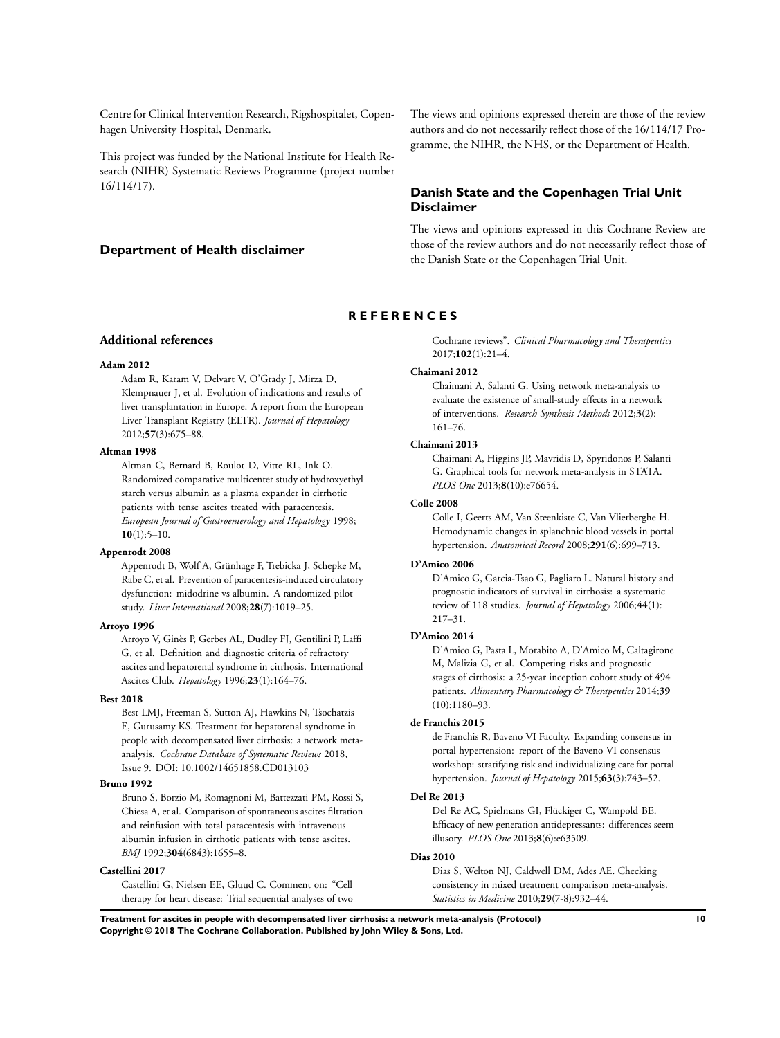Centre for Clinical Intervention Research, Rigshospitalet, Copenhagen University Hospital, Denmark.

This project was funded by the National Institute for Health Research (NIHR) Systematic Reviews Programme (project number 16/114/17).

### Department of Health disclaimer

The views and opinions expressed therein are those of the review authors and do not necessarily reflect those of the 16/114/17 Programme, the NIHR, the NHS, or the Department of Health.

### Danish State and the Copenhagen Trial Unit Disclaimer

The views and opinions expressed in this Cochrane Review are those of the review authors and do not necessarily reflect those of the Danish State or the Copenhagen Trial Unit.

## REFERENCES

### Additional references

**Adam 2012**
Adam R, Karam V, Delvart V, O'Grady J, Mirza D, Klempnauer J, et al. Evolution of indications and results of liver transplantation in Europe. A report from the European Liver Transplant Registry (ELTR). *Journal of Hepatology* 2012;**57**(3):675–88.

**Altman 1998**
Altman C, Bernard B, Roulot D, Vitte RL, Ink O. Randomized comparative multicenter study of hydroxyethyl starch versus albumin as a plasma expander in cirrhotic patients with tense ascites treated with paracentesis. *European Journal of Gastroenterology and Hepatology* 1998;**10**(1):5–10.

**Appenrodt 2008**
Appenrodt B, Wolf A, Grünhage F, Trebicka J, Schepke M, Rabe C, et al. Prevention of paracentesis-induced circulatory dysfunction: midodrine vs albumin. A randomized pilot study. *Liver International* 2008;**28**(7):1019–25.

**Arroyo 1996**
Arroyo V, Ginès P, Gerbes AL, Dudley FJ, Gentilini P, Laffi G, et al. Definition and diagnostic criteria of refractory ascites and hepatorenal syndrome in cirrhosis. International Ascites Club. *Hepatology* 1996;**23**(1):164–76.

**Best 2018**
Best LMJ, Freeman S, Sutton AJ, Hawkins N, Tsochatzis E, Gurusamy KS. Treatment for hepatorenal syndrome in people with decompensated liver cirrhosis: a network meta-analysis. *Cochrane Database of Systematic Reviews* 2018, Issue 9. DOI: 10.1002/14651858.CD013103

**Bruno 1992**
Bruno S, Borzio M, Romagnoni M, Battezzati PM, Rossi S, Chiesa A, et al. Comparison of spontaneous ascites filtration and reinfusion with total paracentesis with intravenous albumin infusion in cirrhotic patients with tense ascites. *BMJ* 1992;**304**(6843):1655–8.

**Castellini 2017**
Castellini G, Nielsen EE, Gluud C. Comment on: "Cell therapy for heart disease: Trial sequential analyses of two Cochrane reviews". *Clinical Pharmacology and Therapeutics* 2017;**102**(1):21–4.

**Chaimani 2012**
Chaimani A, Salanti G. Using network meta-analysis to evaluate the existence of small-study effects in a network of interventions. *Research Synthesis Methods* 2012;**3**(2):161–76.

**Chaimani 2013**
Chaimani A, Higgins JP, Mavridis D, Spyridonos P, Salanti G. Graphical tools for network meta-analysis in STATA. *PLOS One* 2013;**8**(10):e76654.

**Colle 2008**
Colle I, Geerts AM, Van Steenkiste C, Van Vlierberghe H. Hemodynamic changes in splanchnic blood vessels in portal hypertension. *Anatomical Record* 2008;**291**(6):699–713.

**D'Amico 2006**
D'Amico G, Garcia-Tsao G, Pagliaro L. Natural history and prognostic indicators of survival in cirrhosis: a systematic review of 118 studies. *Journal of Hepatology* 2006;**44**(1):217–31.

**D'Amico 2014**
D'Amico G, Pasta L, Morabito A, D'Amico M, Caltagirone M, Malizia G, et al. Competing risks and prognostic stages of cirrhosis: a 25-year inception cohort study of 494 patients. *Alimentary Pharmacology & Therapeutics* 2014;**39**(10):1180–93.

**de Franchis 2015**
de Franchis R, Baveno VI Faculty. Expanding consensus in portal hypertension: report of the Baveno VI consensus workshop: stratifying risk and individualizing care for portal hypertension. *Journal of Hepatology* 2015;**63**(3):743–52.

**Del Re 2013**
Del Re AC, Spielmans GI, Flückiger C, Wampold BE. Efficacy of new generation antidepressants: differences seem illusory. *PLOS One* 2013;**8**(6):e63509.

**Dias 2010**
Dias S, Welton NJ, Caldwell DM, Ades AE. Checking consistency in mixed treatment comparison meta-analysis. *Statistics in Medicine* 2010;**29**(7-8):932–44.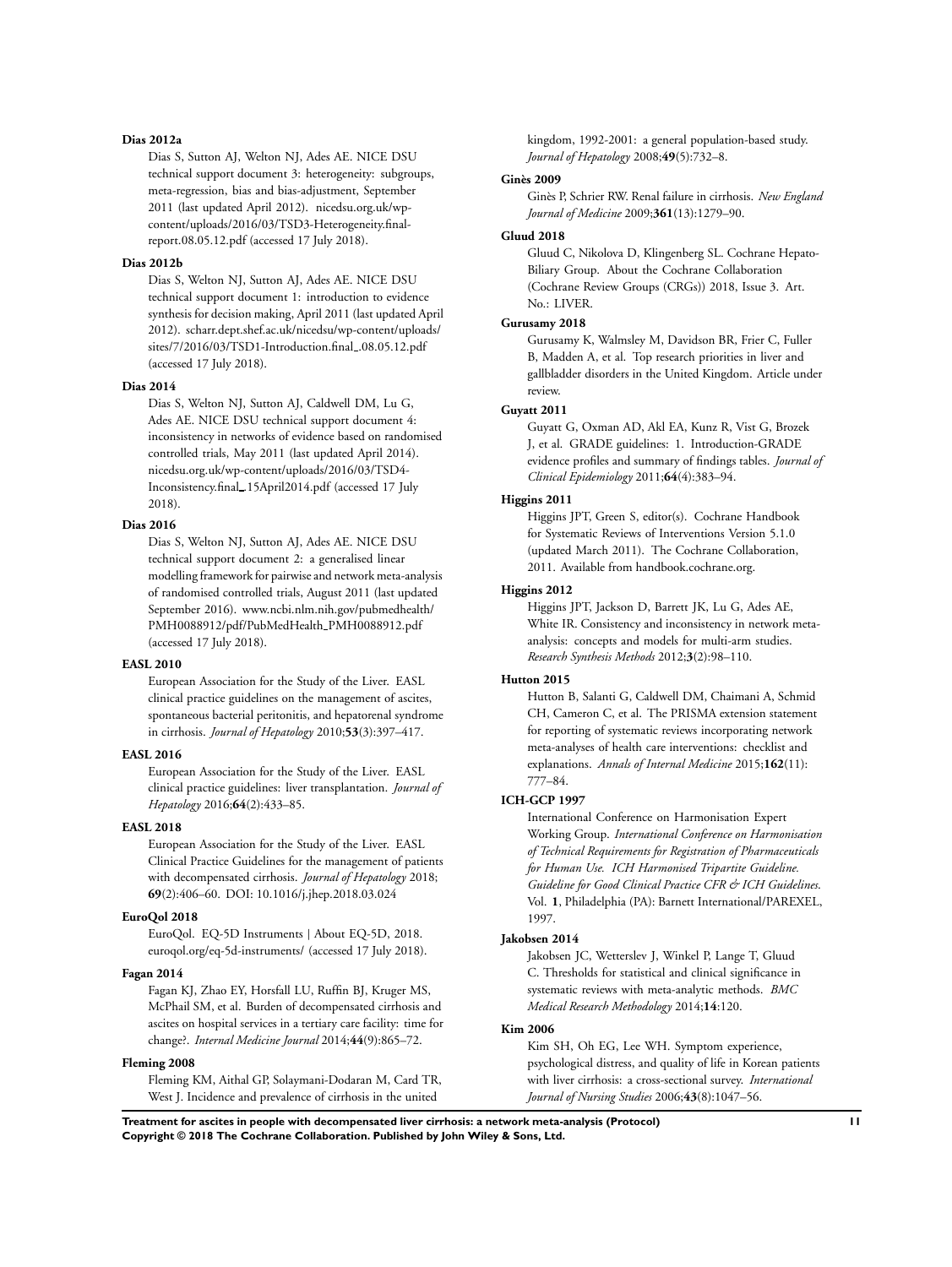**Dias 2012a**

Dias S, Sutton AJ, Welton NJ, Ades AE. NICE DSU technical support document 3: heterogeneity: subgroups, meta-regression, bias and bias-adjustment, September 2011 (last updated April 2012). nicedsu.org.uk/wp-content/uploads/2016/03/TSD3-Heterogeneity.final-report.08.05.12.pdf (accessed 17 July 2018).

**Dias 2012b**

Dias S, Welton NJ, Sutton AJ, Ades AE. NICE DSU technical support document 1: introduction to evidence synthesis for decision making, April 2011 (last updated April 2012). scharr.dept.shef.ac.uk/nicedsu/wp-content/uploads/sites/7/2016/03/TSD1-Introduction.final_.08.05.12.pdf (accessed 17 July 2018).

**Dias 2014**

Dias S, Welton NJ, Sutton AJ, Caldwell DM, Lu G, Ades AE. NICE DSU technical support document 4: inconsistency in networks of evidence based on randomised controlled trials, May 2011 (last updated April 2014). nicedsu.org.uk/wp-content/uploads/2016/03/TSD4-Inconsistency.final_.15April2014.pdf (accessed 17 July 2018).

**Dias 2016**

Dias S, Welton NJ, Sutton AJ, Ades AE. NICE DSU technical support document 2: a generalised linear modelling framework for pairwise and network meta-analysis of randomised controlled trials, August 2011 (last updated September 2016). www.ncbi.nlm.nih.gov/pubmedhealth/PMH0088912/pdf/PubMedHealth_PMH0088912.pdf (accessed 17 July 2018).

**EASL 2010**

European Association for the Study of the Liver. EASL clinical practice guidelines on the management of ascites, spontaneous bacterial peritonitis, and hepatorenal syndrome in cirrhosis. *Journal of Hepatology* 2010;**53**(3):397–417.

**EASL 2016**

European Association for the Study of the Liver. EASL clinical practice guidelines: liver transplantation. *Journal of Hepatology* 2016;**64**(2):433–85.

**EASL 2018**

European Association for the Study of the Liver. EASL Clinical Practice Guidelines for the management of patients with decompensated cirrhosis. *Journal of Hepatology* 2018; **69**(2):406–60. DOI: 10.1016/j.jhep.2018.03.024

**EuroQol 2018**

EuroQol. EQ-5D Instruments | About EQ-5D, 2018. euroqol.org/eq-5d-instruments/ (accessed 17 July 2018).

**Fagan 2014**

Fagan KJ, Zhao EY, Horsfall LU, Ruffin BJ, Kruger MS, McPhail SM, et al. Burden of decompensated cirrhosis and ascites on hospital services in a tertiary care facility: time for change?. *Internal Medicine Journal* 2014;**44**(9):865–72.

**Fleming 2008**

Fleming KM, Aithal GP, Solaymani-Dodaran M, Card TR, West J. Incidence and prevalence of cirrhosis in the united kingdom, 1992-2001: a general population-based study. *Journal of Hepatology* 2008;**49**(5):732–8.

**Ginès 2009**

Ginès P, Schrier RW. Renal failure in cirrhosis. *New England Journal of Medicine* 2009;**361**(13):1279–90.

**Gluud 2018**

Gluud C, Nikolova D, Klingenberg SL. Cochrane Hepato-Biliary Group. About the Cochrane Collaboration (Cochrane Review Groups (CRGs)) 2018, Issue 3. Art. No.: LIVER.

**Gurusamy 2018**

Gurusamy K, Walmsley M, Davidson BR, Frier C, Fuller B, Madden A, et al. Top research priorities in liver and gallbladder disorders in the United Kingdom. Article under review.

**Guyatt 2011**

Guyatt G, Oxman AD, Akl EA, Kunz R, Vist G, Brozek J, et al. GRADE guidelines: 1. Introduction-GRADE evidence profiles and summary of findings tables. *Journal of Clinical Epidemiology* 2011;**64**(4):383–94.

**Higgins 2011**

Higgins JPT, Green S, editor(s). Cochrane Handbook for Systematic Reviews of Interventions Version 5.1.0 (updated March 2011). The Cochrane Collaboration, 2011. Available from handbook.cochrane.org.

**Higgins 2012**

Higgins JPT, Jackson D, Barrett JK, Lu G, Ades AE, White IR. Consistency and inconsistency in network meta-analysis: concepts and models for multi-arm studies. *Research Synthesis Methods* 2012;**3**(2):98–110.

**Hutton 2015**

Hutton B, Salanti G, Caldwell DM, Chaimani A, Schmid CH, Cameron C, et al. The PRISMA extension statement for reporting of systematic reviews incorporating network meta-analyses of health care interventions: checklist and explanations. *Annals of Internal Medicine* 2015;**162**(11): 777–84.

**ICH-GCP 1997**

International Conference on Harmonisation Expert Working Group. *International Conference on Harmonisation of Technical Requirements for Registration of Pharmaceuticals for Human Use. ICH Harmonised Tripartite Guideline. Guideline for Good Clinical Practice CFR & ICH Guidelines*. Vol. **1**, Philadelphia (PA): Barnett International/PAREXEL, 1997.

**Jakobsen 2014**

Jakobsen JC, Wetterslev J, Winkel P, Lange T, Gluud C. Thresholds for statistical and clinical significance in systematic reviews with meta-analytic methods. *BMC Medical Research Methodology* 2014;**14**:120.

**Kim 2006**

Kim SH, Oh EG, Lee WH. Symptom experience, psychological distress, and quality of life in Korean patients with liver cirrhosis: a cross-sectional survey. *International Journal of Nursing Studies* 2006;**43**(8):1047–56.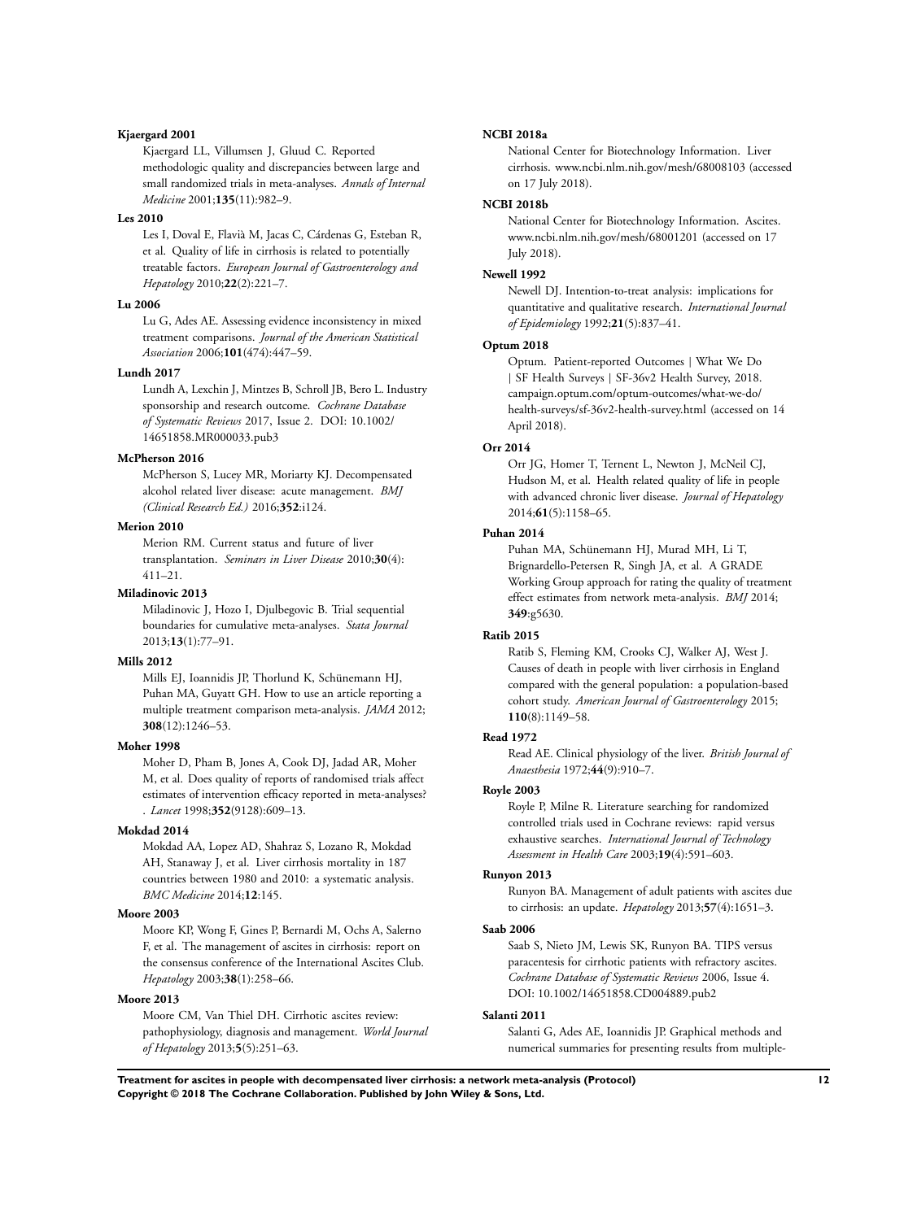**Kjaergard 2001**

Kjaergard LL, Villumsen J, Gluud C. Reported methodologic quality and discrepancies between large and small randomized trials in meta-analyses. *Annals of Internal Medicine* 2001;**135**(11):982–9.

**Les 2010**

Les I, Doval E, Flavià M, Jacas C, Cárdenas G, Esteban R, et al. Quality of life in cirrhosis is related to potentially treatable factors. *European Journal of Gastroenterology and Hepatology* 2010;**22**(2):221–7.

**Lu 2006**

Lu G, Ades AE. Assessing evidence inconsistency in mixed treatment comparisons. *Journal of the American Statistical Association* 2006;**101**(474):447–59.

**Lundh 2017**

Lundh A, Lexchin J, Mintzes B, Schroll JB, Bero L. Industry sponsorship and research outcome. *Cochrane Database of Systematic Reviews* 2017, Issue 2. DOI: 10.1002/14651858.MR000033.pub3

**McPherson 2016**

McPherson S, Lucey MR, Moriarty KJ. Decompensated alcohol related liver disease: acute management. *BMJ (Clinical Research Ed.)* 2016;**352**:i124.

**Merion 2010**

Merion RM. Current status and future of liver transplantation. *Seminars in Liver Disease* 2010;**30**(4): 411–21.

**Miladinovic 2013**

Miladinovic J, Hozo I, Djulbegovic B. Trial sequential boundaries for cumulative meta-analyses. *Stata Journal* 2013;**13**(1):77–91.

**Mills 2012**

Mills EJ, Ioannidis JP, Thorlund K, Schünemann HJ, Puhan MA, Guyatt GH. How to use an article reporting a multiple treatment comparison meta-analysis. *JAMA* 2012; **308**(12):1246–53.

**Moher 1998**

Moher D, Pham B, Jones A, Cook DJ, Jadad AR, Moher M, et al. Does quality of reports of randomised trials affect estimates of intervention efficacy reported in meta-analyses? . *Lancet* 1998;**352**(9128):609–13.

**Mokdad 2014**

Mokdad AA, Lopez AD, Shahraz S, Lozano R, Mokdad AH, Stanaway J, et al. Liver cirrhosis mortality in 187 countries between 1980 and 2010: a systematic analysis. *BMC Medicine* 2014;**12**:145.

**Moore 2003**

Moore KP, Wong F, Gines P, Bernardi M, Ochs A, Salerno F, et al. The management of ascites in cirrhosis: report on the consensus conference of the International Ascites Club. *Hepatology* 2003;**38**(1):258–66.

**Moore 2013**

Moore CM, Van Thiel DH. Cirrhotic ascites review: pathophysiology, diagnosis and management. *World Journal of Hepatology* 2013;**5**(5):251–63.

**NCBI 2018a**

National Center for Biotechnology Information. Liver cirrhosis. www.ncbi.nlm.nih.gov/mesh/68008103 (accessed on 17 July 2018).

**NCBI 2018b**

National Center for Biotechnology Information. Ascites. www.ncbi.nlm.nih.gov/mesh/68001201 (accessed on 17 July 2018).

**Newell 1992**

Newell DJ. Intention-to-treat analysis: implications for quantitative and qualitative research. *International Journal of Epidemiology* 1992;**21**(5):837–41.

**Optum 2018**

Optum. Patient-reported Outcomes | What We Do | SF Health Surveys | SF-36v2 Health Survey, 2018. campaign.optum.com/optum-outcomes/what-we-do/health-surveys/sf-36v2-health-survey.html (accessed on 14 April 2018).

**Orr 2014**

Orr JG, Homer T, Ternent L, Newton J, McNeil CJ, Hudson M, et al. Health related quality of life in people with advanced chronic liver disease. *Journal of Hepatology* 2014;**61**(5):1158–65.

**Puhan 2014**

Puhan MA, Schünemann HJ, Murad MH, Li T, Brignardello-Petersen R, Singh JA, et al. A GRADE Working Group approach for rating the quality of treatment effect estimates from network meta-analysis. *BMJ* 2014; **349**:g5630.

**Ratib 2015**

Ratib S, Fleming KM, Crooks CJ, Walker AJ, West J. Causes of death in people with liver cirrhosis in England compared with the general population: a population-based cohort study. *American Journal of Gastroenterology* 2015; **110**(8):1149–58.

**Read 1972**

Read AE. Clinical physiology of the liver. *British Journal of Anaesthesia* 1972;**44**(9):910–7.

**Royle 2003**

Royle P, Milne R. Literature searching for randomized controlled trials used in Cochrane reviews: rapid versus exhaustive searches. *International Journal of Technology Assessment in Health Care* 2003;**19**(4):591–603.

**Runyon 2013**

Runyon BA. Management of adult patients with ascites due to cirrhosis: an update. *Hepatology* 2013;**57**(4):1651–3.

**Saab 2006**

Saab S, Nieto JM, Lewis SK, Runyon BA. TIPS versus paracentesis for cirrhotic patients with refractory ascites. *Cochrane Database of Systematic Reviews* 2006, Issue 4. DOI: 10.1002/14651858.CD004889.pub2

**Salanti 2011**

Salanti G, Ades AE, Ioannidis JP. Graphical methods and numerical summaries for presenting results from multiple-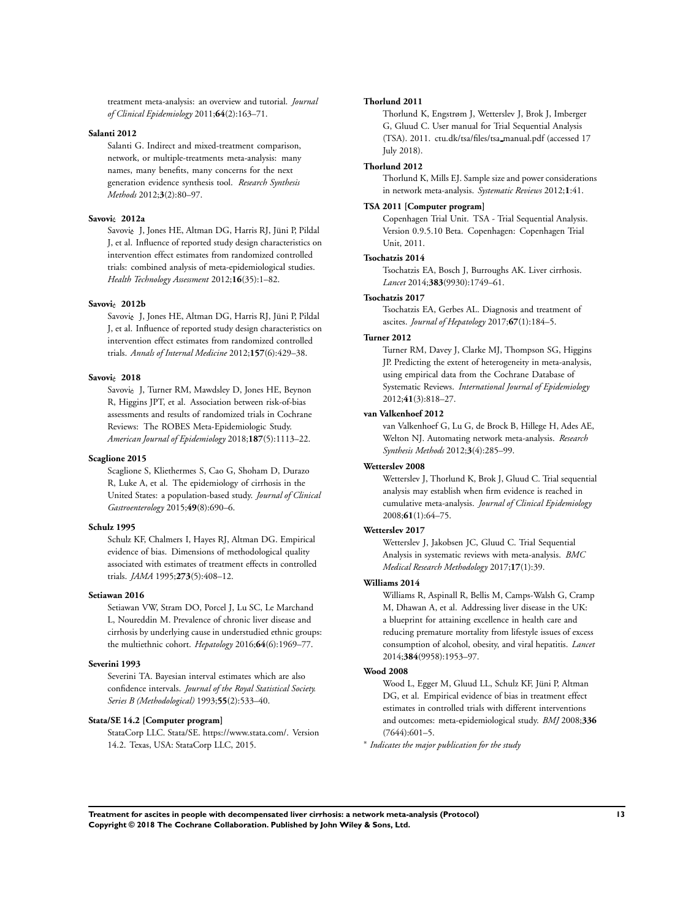treatment meta-analysis: an overview and tutorial. *Journal of Clinical Epidemiology* 2011;**64**(2):163–71.

**Salanti 2012**

Salanti G. Indirect and mixed-treatment comparison, network, or multiple-treatments meta-analysis: many names, many benefits, many concerns for the next generation evidence synthesis tool. *Research Synthesis Methods* 2012;**3**(2):80–97.

**Savovi¿ 2012a**

Savovi¿ J, Jones HE, Altman DG, Harris RJ, Jüni P, Pildal J, et al. Influence of reported study design characteristics on intervention effect estimates from randomized controlled trials: combined analysis of meta-epidemiological studies. *Health Technology Assessment* 2012;**16**(35):1–82.

**Savovi¿ 2012b**

Savovi¿ J, Jones HE, Altman DG, Harris RJ, Jüni P, Pildal J, et al. Influence of reported study design characteristics on intervention effect estimates from randomized controlled trials. *Annals of Internal Medicine* 2012;**157**(6):429–38.

**Savovi¿ 2018**

Savovi¿ J, Turner RM, Mawdsley D, Jones HE, Beynon R, Higgins JPT, et al. Association between risk-of-bias assessments and results of randomized trials in Cochrane Reviews: The ROBES Meta-Epidemiologic Study. *American Journal of Epidemiology* 2018;**187**(5):1113–22.

**Scaglione 2015**

Scaglione S, Kliethermes S, Cao G, Shoham D, Durazo R, Luke A, et al. The epidemiology of cirrhosis in the United States: a population-based study. *Journal of Clinical Gastroenterology* 2015;**49**(8):690–6.

**Schulz 1995**

Schulz KF, Chalmers I, Hayes RJ, Altman DG. Empirical evidence of bias. Dimensions of methodological quality associated with estimates of treatment effects in controlled trials. *JAMA* 1995;**273**(5):408–12.

**Setiawan 2016**

Setiawan VW, Stram DO, Porcel J, Lu SC, Le Marchand L, Noureddin M. Prevalence of chronic liver disease and cirrhosis by underlying cause in understudied ethnic groups: the multiethnic cohort. *Hepatology* 2016;**64**(6):1969–77.

**Severini 1993**

Severini TA. Bayesian interval estimates which are also confidence intervals. *Journal of the Royal Statistical Society. Series B (Methodological)* 1993;**55**(2):533–40.

**Stata/SE 14.2 [Computer program]**

StataCorp LLC. Stata/SE. https://www.stata.com/. Version 14.2. Texas, USA: StataCorp LLC, 2015.

**Thorlund 2011**

Thorlund K, Engstrøm J, Wetterslev J, Brok J, Imberger G, Gluud C. User manual for Trial Sequential Analysis (TSA). 2011. ctu.dk/tsa/files/tsa_manual.pdf (accessed 17 July 2018).

**Thorlund 2012**

Thorlund K, Mills EJ. Sample size and power considerations in network meta-analysis. *Systematic Reviews* 2012;**1**:41.

**TSA 2011 [Computer program]**

Copenhagen Trial Unit. TSA - Trial Sequential Analysis. Version 0.9.5.10 Beta. Copenhagen: Copenhagen Trial Unit, 2011.

**Tsochatzis 2014**

Tsochatzis EA, Bosch J, Burroughs AK. Liver cirrhosis. *Lancet* 2014;**383**(9930):1749–61.

**Tsochatzis 2017**

Tsochatzis EA, Gerbes AL. Diagnosis and treatment of ascites. *Journal of Hepatology* 2017;**67**(1):184–5.

**Turner 2012**

Turner RM, Davey J, Clarke MJ, Thompson SG, Higgins JP. Predicting the extent of heterogeneity in meta-analysis, using empirical data from the Cochrane Database of Systematic Reviews. *International Journal of Epidemiology* 2012;**41**(3):818–27.

**van Valkenhoef 2012**

van Valkenhoef G, Lu G, de Brock B, Hillege H, Ades AE, Welton NJ. Automating network meta-analysis. *Research Synthesis Methods* 2012;**3**(4):285–99.

**Wetterslev 2008**

Wetterslev J, Thorlund K, Brok J, Gluud C. Trial sequential analysis may establish when firm evidence is reached in cumulative meta-analysis. *Journal of Clinical Epidemiology* 2008;**61**(1):64–75.

**Wetterslev 2017**

Wetterslev J, Jakobsen JC, Gluud C. Trial Sequential Analysis in systematic reviews with meta-analysis. *BMC Medical Research Methodology* 2017;**17**(1):39.

**Williams 2014**

Williams R, Aspinall R, Bellis M, Camps-Walsh G, Cramp M, Dhawan A, et al. Addressing liver disease in the UK: a blueprint for attaining excellence in health care and reducing premature mortality from lifestyle issues of excess consumption of alcohol, obesity, and viral hepatitis. *Lancet* 2014;**384**(9958):1953–97.

**Wood 2008**

Wood L, Egger M, Gluud LL, Schulz KF, Jüni P, Altman DG, et al. Empirical evidence of bias in treatment effect estimates in controlled trials with different interventions and outcomes: meta-epidemiological study. *BMJ* 2008;**336**(7644):601–5.

\* *Indicates the major publication for the study*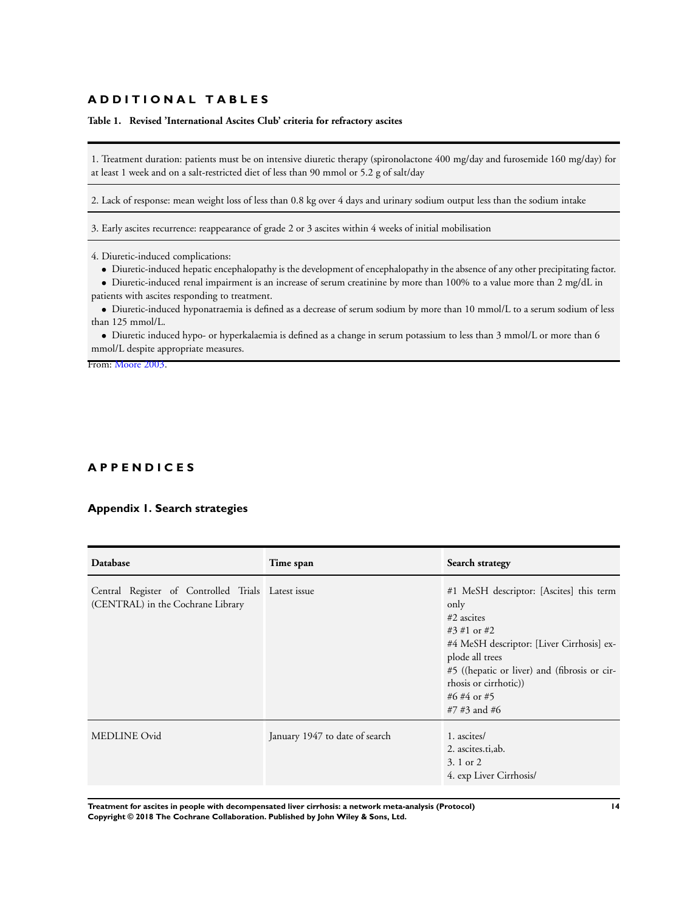# ADDITIONAL TABLES

**Table 1. Revised 'International Ascites Club' criteria for refractory ascites**

| |
|---|
| 1. Treatment duration: patients must be on intensive diuretic therapy (spironolactone 400 mg/day and furosemide 160 mg/day) for at least 1 week and on a salt-restricted diet of less than 90 mmol or 5.2 g of salt/day |
| 2. Lack of response: mean weight loss of less than 0.8 kg over 4 days and urinary sodium output less than the sodium intake |
| 3. Early ascites recurrence: reappearance of grade 2 or 3 ascites within 4 weeks of initial mobilisation |
| 4. Diuretic-induced complications:<br>• Diuretic-induced hepatic encephalopathy is the development of encephalopathy in the absence of any other precipitating factor.<br>• Diuretic-induced renal impairment is an increase of serum creatinine by more than 100% to a value more than 2 mg/dL in patients with ascites responding to treatment.<br>• Diuretic-induced hyponatraemia is defined as a decrease of serum sodium by more than 10 mmol/L to a serum sodium of less than 125 mmol/L.<br>• Diuretic induced hypo- or hyperkalaemia is defined as a change in serum potassium to less than 3 mmol/L or more than 6 mmol/L despite appropriate measures. |

From: Moore 2003.

# APPENDICES

## Appendix 1. Search strategies

| Database | Time span | Search strategy |
|---|---|---|
| Central Register of Controlled Trials (CENTRAL) in the Cochrane Library | Latest issue | #1 MeSH descriptor: [Ascites] this term only<br>#2 ascites<br>#3 #1 or #2<br>#4 MeSH descriptor: [Liver Cirrhosis] explode all trees<br>#5 ((hepatic or liver) and (fibrosis or cirrhosis or cirrhotic))<br>#6 #4 or #5<br>#7 #3 and #6 |
| MEDLINE Ovid | January 1947 to date of search | 1. ascites/<br>2. ascites.ti,ab.<br>3. 1 or 2<br>4. exp Liver Cirrhosis/ |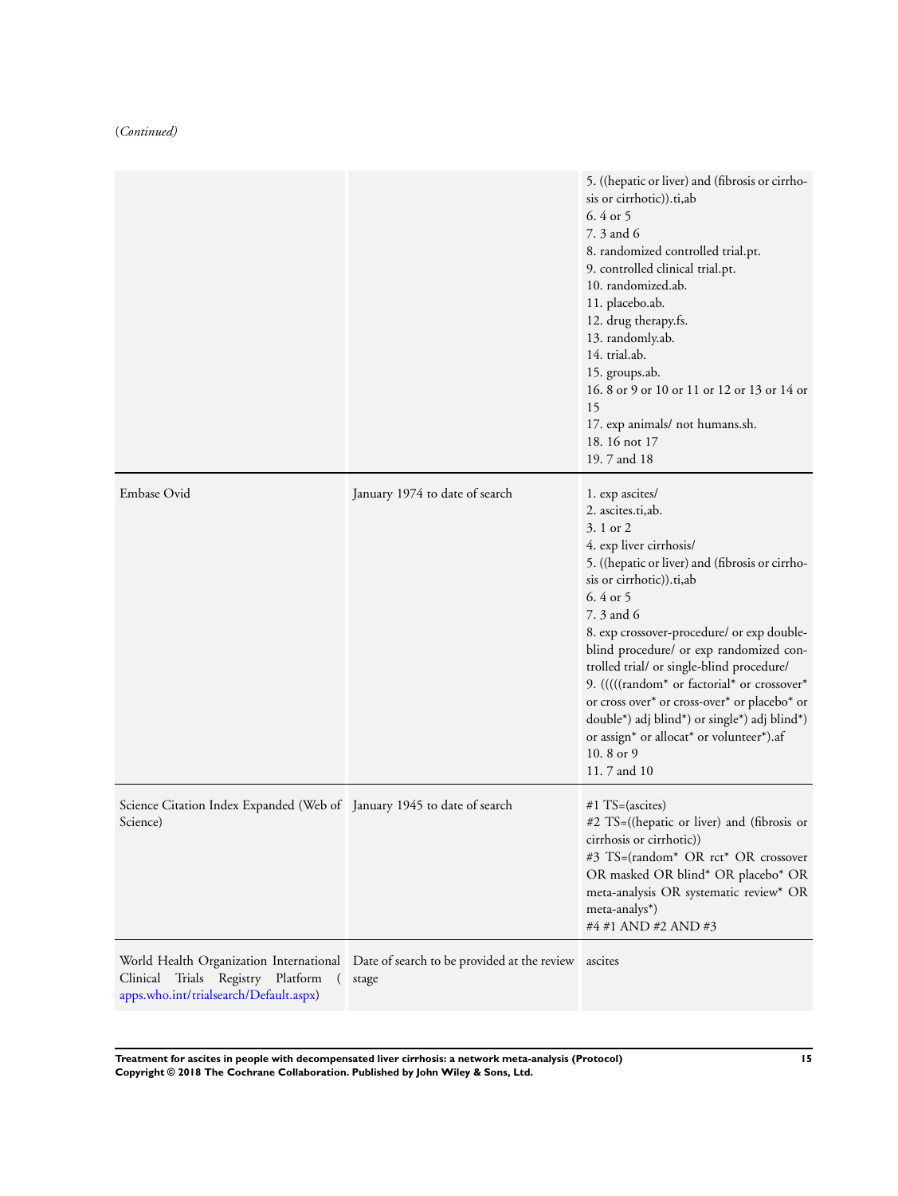(*Continued*)

| | | |
|---|---|---|
| | | 5. ((hepatic or liver) and (fibrosis or cirrhosis or cirrhotic)).ti,ab<br>6. 4 or 5<br>7. 3 and 6<br>8. randomized controlled trial.pt.<br>9. controlled clinical trial.pt.<br>10. randomized.ab.<br>11. placebo.ab.<br>12. drug therapy.fs.<br>13. randomly.ab.<br>14. trial.ab.<br>15. groups.ab.<br>16. 8 or 9 or 10 or 11 or 12 or 13 or 14 or 15<br>17. exp animals/ not humans.sh.<br>18. 16 not 17<br>19. 7 and 18 |
| Embase Ovid | January 1974 to date of search | 1. exp ascites/<br>2. ascites.ti,ab.<br>3. 1 or 2<br>4. exp liver cirrhosis/<br>5. ((hepatic or liver) and (fibrosis or cirrhosis or cirrhotic)).ti,ab<br>6. 4 or 5<br>7. 3 and 6<br>8. exp crossover-procedure/ or exp double-blind procedure/ or exp randomized controlled trial/ or single-blind procedure/<br>9. (((((random* or factorial* or crossover* or cross over* or cross-over* or placebo* or double*) adj blind*) or single*) adj blind*) or assign* or allocat* or volunteer*).af<br>10. 8 or 9<br>11. 7 and 10 |
| Science Citation Index Expanded (Web of Science) | January 1945 to date of search | #1 TS=(ascites)<br>#2 TS=((hepatic or liver) and (fibrosis or cirrhosis or cirrhotic))<br>#3 TS=(random* OR rct* OR crossover OR masked OR blind* OR placebo* OR meta-analysis OR systematic review* OR meta-analys*)<br>#4 #1 AND #2 AND #3 |
| World Health Organization International Clinical Trials Registry Platform (apps.who.int/trialsearch/Default.aspx) | Date of search to be provided at the review stage | ascites |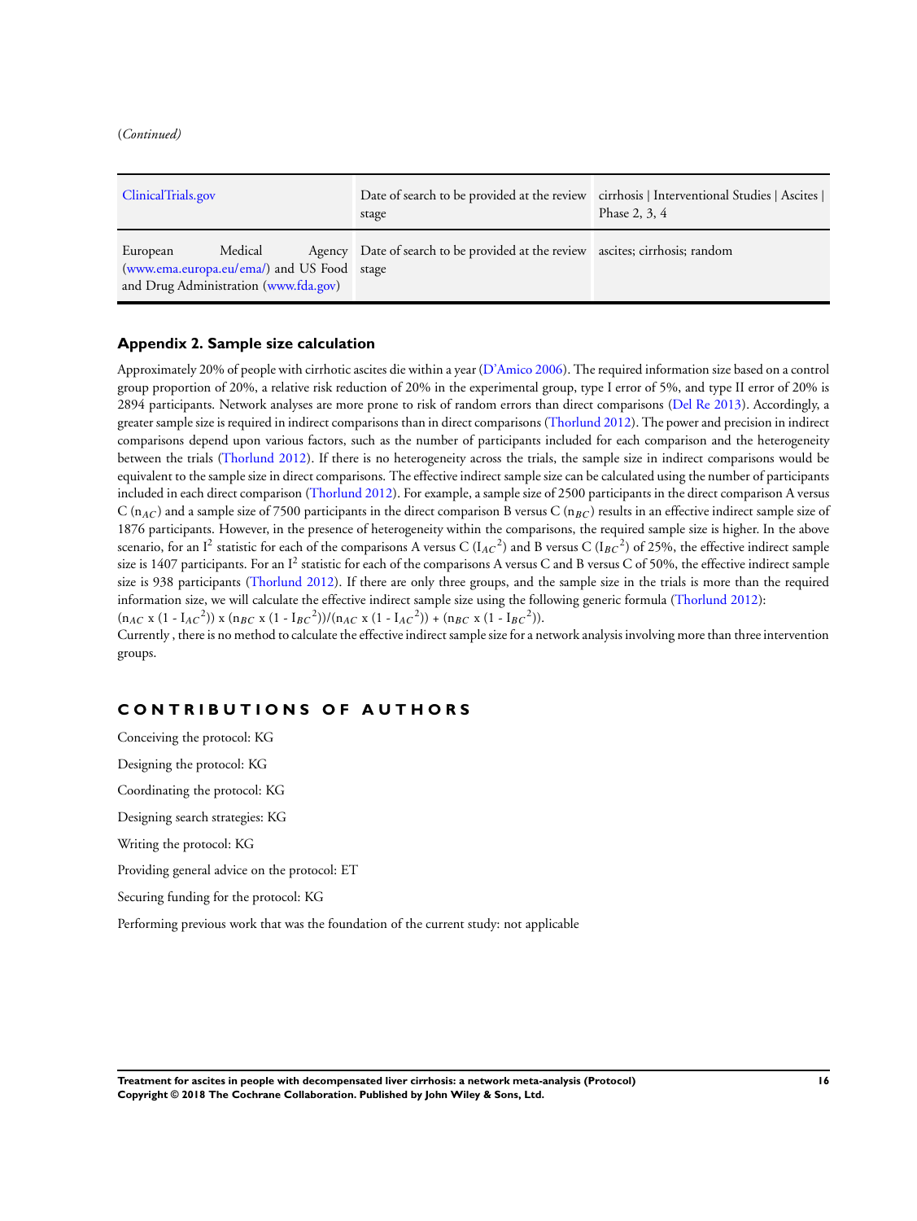(*Continued*)

| | | |
|---|---|---|
| ClinicalTrials.gov | Date of search to be provided at the review stage | cirrhosis \| Interventional Studies \| Ascites \| Phase 2, 3, 4 |
| European Medical Agency (www.ema.europa.eu/ema/) and US Food and Drug Administration (www.fda.gov) | Date of search to be provided at the review stage | ascites; cirrhosis; random |

## Appendix 2. Sample size calculation

Approximately 20% of people with cirrhotic ascites die within a year (D'Amico 2006). The required information size based on a control group proportion of 20%, a relative risk reduction of 20% in the experimental group, type I error of 5%, and type II error of 20% is 2894 participants. Network analyses are more prone to risk of random errors than direct comparisons (Del Re 2013). Accordingly, a greater sample size is required in indirect comparisons than in direct comparisons (Thorlund 2012). The power and precision in indirect comparisons depend upon various factors, such as the number of participants included for each comparison and the heterogeneity between the trials (Thorlund 2012). If there is no heterogeneity across the trials, the sample size in indirect comparisons would be equivalent to the sample size in direct comparisons. The effective indirect sample size can be calculated using the number of participants included in each direct comparison (Thorlund 2012). For example, a sample size of 2500 participants in the direct comparison A versus C ($n_{AC}$) and a sample size of 7500 participants in the direct comparison B versus C ($n_{BC}$) results in an effective indirect sample size of 1876 participants. However, in the presence of heterogeneity within the comparisons, the required sample size is higher. In the above scenario, for an $I^2$ statistic for each of the comparisons A versus C ($I_{AC}^2$) and B versus C ($I_{BC}^2$) of 25%, the effective indirect sample size is 1407 participants. For an $I^2$ statistic for each of the comparisons A versus C and B versus C of 50%, the effective indirect sample size is 938 participants (Thorlund 2012). If there are only three groups, and the sample size in the trials is more than the required information size, we will calculate the effective indirect sample size using the following generic formula (Thorlund 2012):

$(n_{AC} \times (1 - I_{AC}^2)) \times (n_{BC} \times (1 - I_{BC}^2))/(n_{AC} \times (1 - I_{AC}^2)) + (n_{BC} \times (1 - I_{BC}^2))$.

Currently , there is no method to calculate the effective indirect sample size for a network analysis involving more than three intervention groups.

# CONTRIBUTIONS OF AUTHORS

Conceiving the protocol: KG

Designing the protocol: KG

Coordinating the protocol: KG

Designing search strategies: KG

Writing the protocol: KG

Providing general advice on the protocol: ET

Securing funding for the protocol: KG

Performing previous work that was the foundation of the current study: not applicable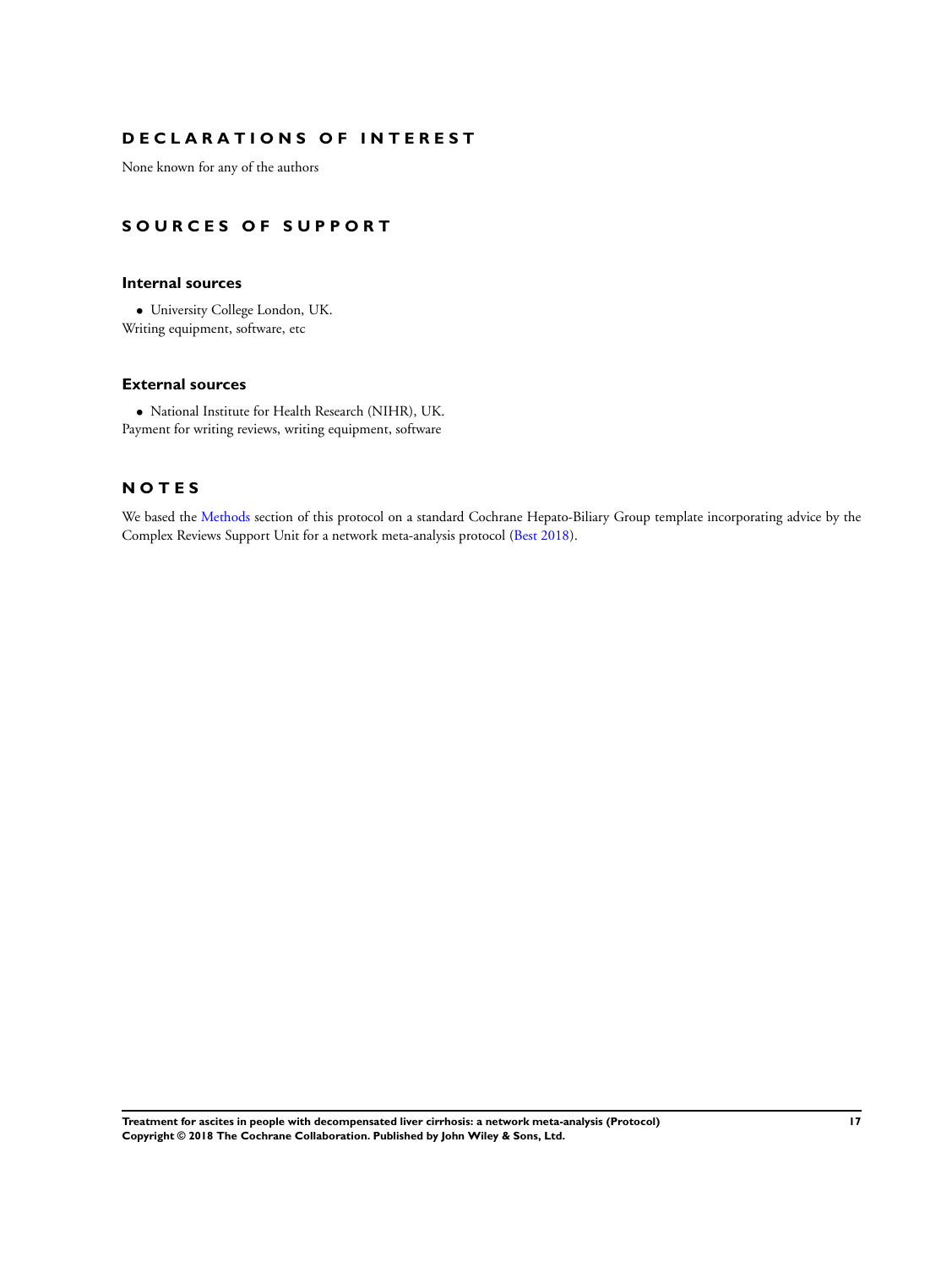## DECLARATIONS OF INTEREST

None known for any of the authors

## SOURCES OF SUPPORT

### Internal sources

- University College London, UK.

Writing equipment, software, etc

### External sources

- National Institute for Health Research (NIHR), UK.

Payment for writing reviews, writing equipment, software

## NOTES

We based the Methods section of this protocol on a standard Cochrane Hepato-Biliary Group template incorporating advice by the Complex Reviews Support Unit for a network meta-analysis protocol (Best 2018).